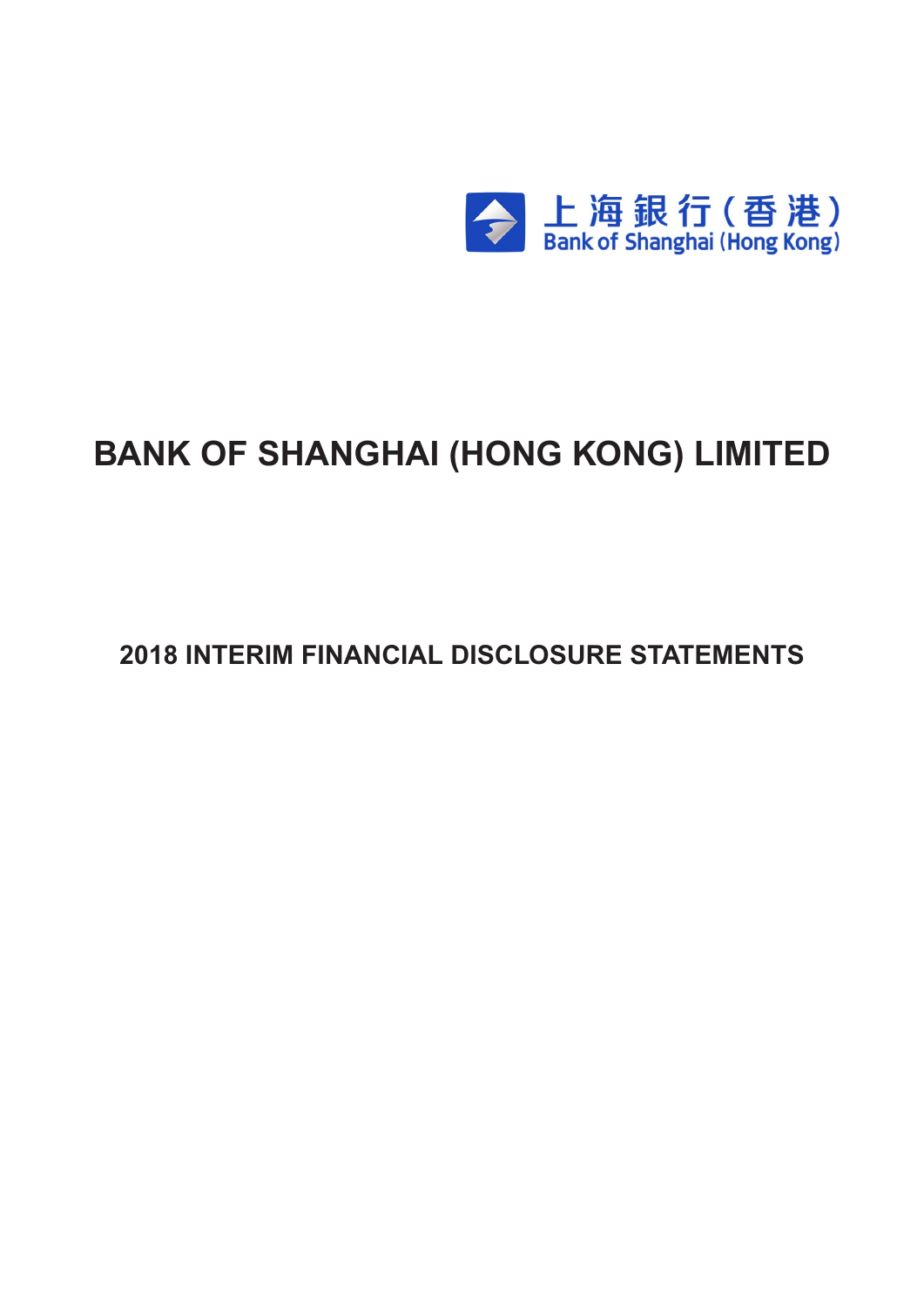上海銀行(香港)
Bank of Shanghai (Hong Kong)

# BANK OF SHANGHAI (HONG KONG) LIMITED

## 2018 INTERIM FINANCIAL DISCLOSURE STATEMENTS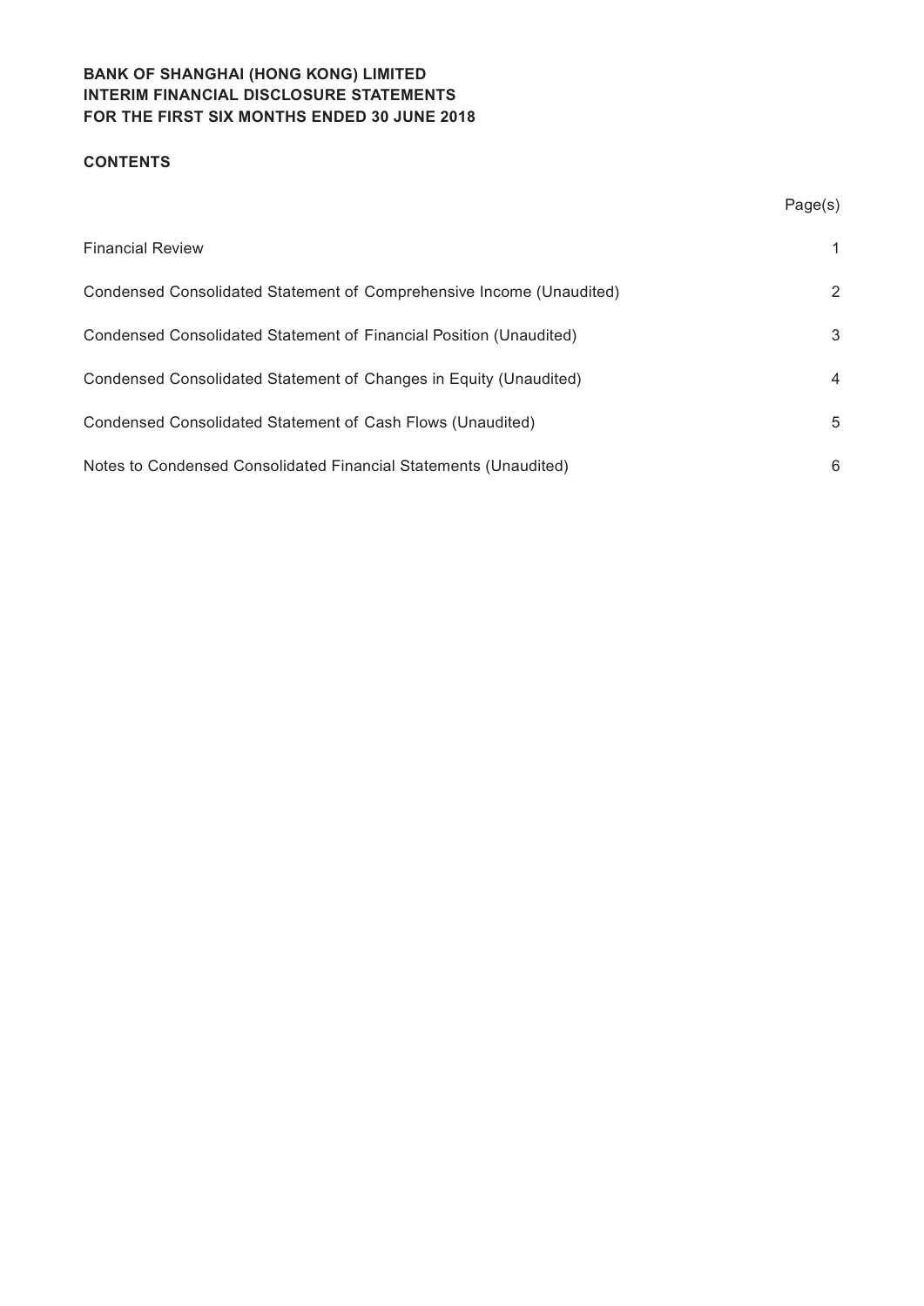**BANK OF SHANGHAI (HONG KONG) LIMITED**
**INTERIM FINANCIAL DISCLOSURE STATEMENTS**
**FOR THE FIRST SIX MONTHS ENDED 30 JUNE 2018**

**CONTENTS**

| | Page(s) |
|---|---|
| Financial Review | 1 |
| Condensed Consolidated Statement of Comprehensive Income (Unaudited) | 2 |
| Condensed Consolidated Statement of Financial Position (Unaudited) | 3 |
| Condensed Consolidated Statement of Changes in Equity (Unaudited) | 4 |
| Condensed Consolidated Statement of Cash Flows (Unaudited) | 5 |
| Notes to Condensed Consolidated Financial Statements (Unaudited) | 6 |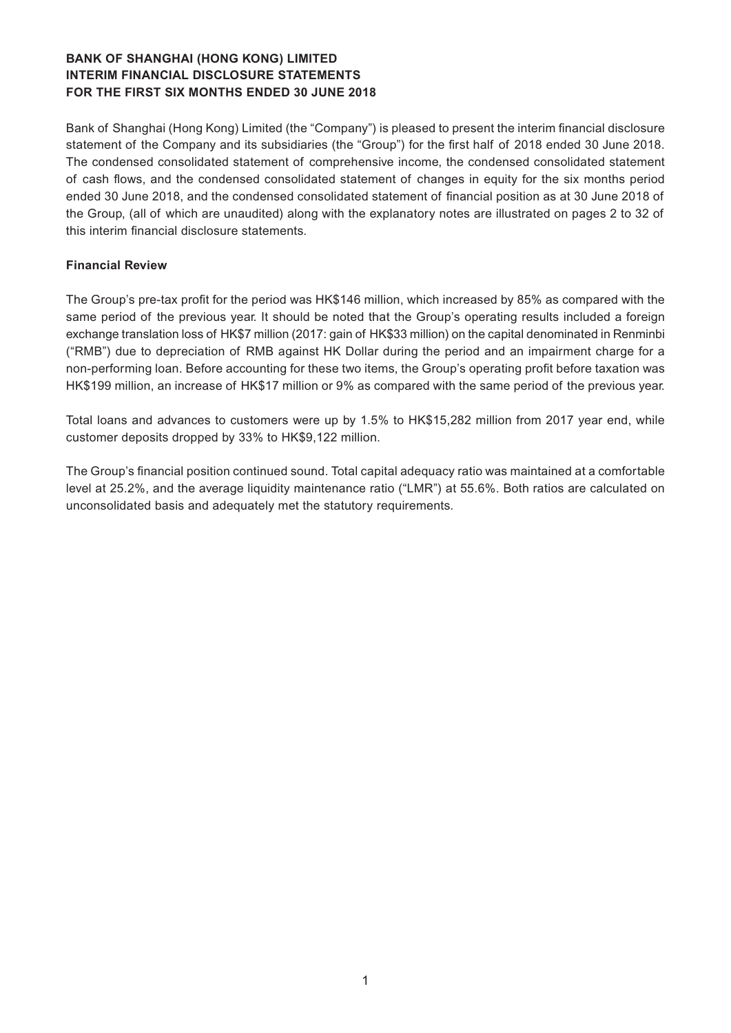**BANK OF SHANGHAI (HONG KONG) LIMITED**
**INTERIM FINANCIAL DISCLOSURE STATEMENTS**
**FOR THE FIRST SIX MONTHS ENDED 30 JUNE 2018**

Bank of Shanghai (Hong Kong) Limited (the "Company") is pleased to present the interim financial disclosure statement of the Company and its subsidiaries (the "Group") for the first half of 2018 ended 30 June 2018. The condensed consolidated statement of comprehensive income, the condensed consolidated statement of cash flows, and the condensed consolidated statement of changes in equity for the six months period ended 30 June 2018, and the condensed consolidated statement of financial position as at 30 June 2018 of the Group, (all of which are unaudited) along with the explanatory notes are illustrated on pages 2 to 32 of this interim financial disclosure statements.

**Financial Review**

The Group's pre-tax profit for the period was HK$146 million, which increased by 85% as compared with the same period of the previous year. It should be noted that the Group's operating results included a foreign exchange translation loss of HK$7 million (2017: gain of HK$33 million) on the capital denominated in Renminbi ("RMB") due to depreciation of RMB against HK Dollar during the period and an impairment charge for a non-performing loan. Before accounting for these two items, the Group's operating profit before taxation was HK$199 million, an increase of HK$17 million or 9% as compared with the same period of the previous year.

Total loans and advances to customers were up by 1.5% to HK$15,282 million from 2017 year end, while customer deposits dropped by 33% to HK$9,122 million.

The Group's financial position continued sound. Total capital adequacy ratio was maintained at a comfortable level at 25.2%, and the average liquidity maintenance ratio ("LMR") at 55.6%. Both ratios are calculated on unconsolidated basis and adequately met the statutory requirements.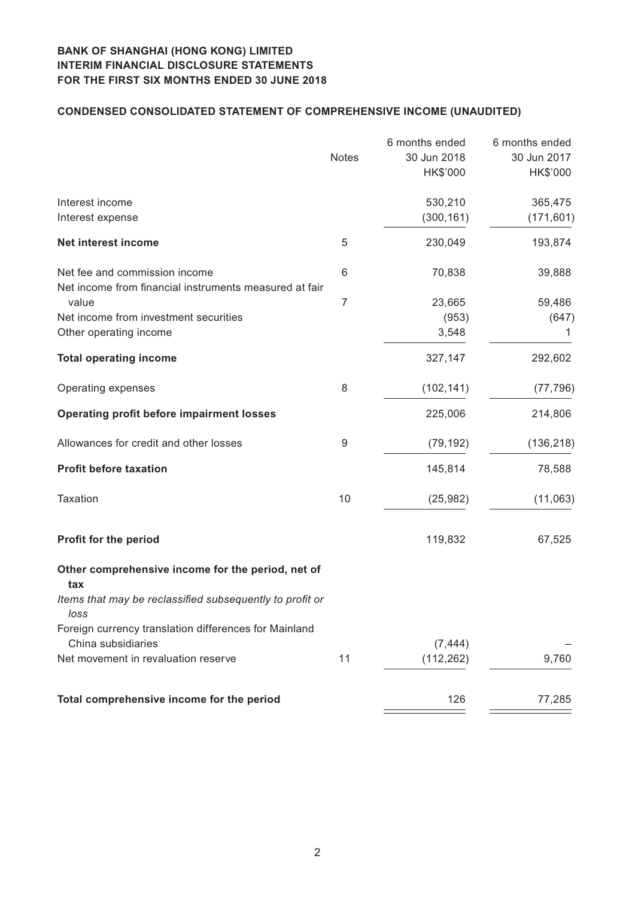**BANK OF SHANGHAI (HONG KONG) LIMITED**
**INTERIM FINANCIAL DISCLOSURE STATEMENTS**
**FOR THE FIRST SIX MONTHS ENDED 30 JUNE 2018**

## CONDENSED CONSOLIDATED STATEMENT OF COMPREHENSIVE INCOME (UNAUDITED)

| | Notes | 6 months ended 30 Jun 2018 HK$'000 | 6 months ended 30 Jun 2017 HK$'000 |
|---|---|---|---|
| Interest income | | 530,210 | 365,475 |
| Interest expense | | (300,161) | (171,601) |
| **Net interest income** | 5 | 230,049 | 193,874 |
| Net fee and commission income | 6 | 70,838 | 39,888 |
| Net income from financial instruments measured at fair value | 7 | 23,665 | 59,486 |
| Net income from investment securities | | (953) | (647) |
| Other operating income | | 3,548 | 1 |
| **Total operating income** | | 327,147 | 292,602 |
| Operating expenses | 8 | (102,141) | (77,796) |
| **Operating profit before impairment losses** | | 225,006 | 214,806 |
| Allowances for credit and other losses | 9 | (79,192) | (136,218) |
| **Profit before taxation** | | 145,814 | 78,588 |
| Taxation | 10 | (25,982) | (11,063) |
| **Profit for the period** | | 119,832 | 67,525 |
| **Other comprehensive income for the period, net of tax** | | | |
| *Items that may be reclassified subsequently to profit or loss* | | | |
| Foreign currency translation differences for Mainland China subsidiaries | | (7,444) | – |
| Net movement in revaluation reserve | 11 | (112,262) | 9,760 |
| **Total comprehensive income for the period** | | 126 | 77,285 |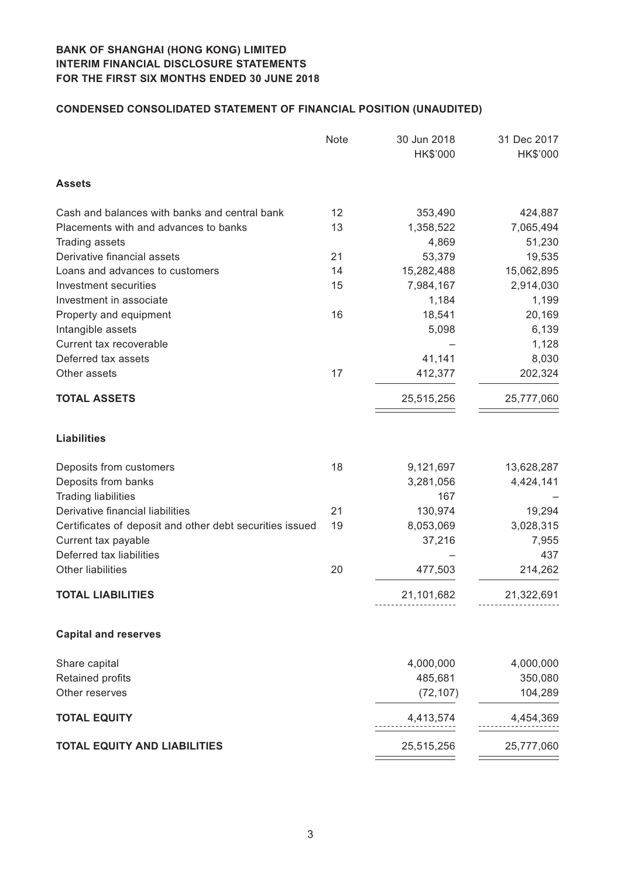# BANK OF SHANGHAI (HONG KONG) LIMITED
## INTERIM FINANCIAL DISCLOSURE STATEMENTS
## FOR THE FIRST SIX MONTHS ENDED 30 JUNE 2018

### CONDENSED CONSOLIDATED STATEMENT OF FINANCIAL POSITION (UNAUDITED)

| | Note | 30 Jun 2018<br>HK$'000 | 31 Dec 2017<br>HK$'000 |
|---|---|---|---|
| **Assets** | | | |
| Cash and balances with banks and central bank | 12 | 353,490 | 424,887 |
| Placements with and advances to banks | 13 | 1,358,522 | 7,065,494 |
| Trading assets | | 4,869 | 51,230 |
| Derivative financial assets | 21 | 53,379 | 19,535 |
| Loans and advances to customers | 14 | 15,282,488 | 15,062,895 |
| Investment securities | 15 | 7,984,167 | 2,914,030 |
| Investment in associate | | 1,184 | 1,199 |
| Property and equipment | 16 | 18,541 | 20,169 |
| Intangible assets | | 5,098 | 6,139 |
| Current tax recoverable | | – | 1,128 |
| Deferred tax assets | | 41,141 | 8,030 |
| Other assets | 17 | 412,377 | 202,324 |
| **TOTAL ASSETS** | | 25,515,256 | 25,777,060 |
| **Liabilities** | | | |
| Deposits from customers | 18 | 9,121,697 | 13,628,287 |
| Deposits from banks | | 3,281,056 | 4,424,141 |
| Trading liabilities | | 167 | – |
| Derivative financial liabilities | 21 | 130,974 | 19,294 |
| Certificates of deposit and other debt securities issued | 19 | 8,053,069 | 3,028,315 |
| Current tax payable | | 37,216 | 7,955 |
| Deferred tax liabilities | | – | 437 |
| Other liabilities | 20 | 477,503 | 214,262 |
| **TOTAL LIABILITIES** | | 21,101,682 | 21,322,691 |
| **Capital and reserves** | | | |
| Share capital | | 4,000,000 | 4,000,000 |
| Retained profits | | 485,681 | 350,080 |
| Other reserves | | (72,107) | 104,289 |
| **TOTAL EQUITY** | | 4,413,574 | 4,454,369 |
| **TOTAL EQUITY AND LIABILITIES** | | 25,515,256 | 25,777,060 |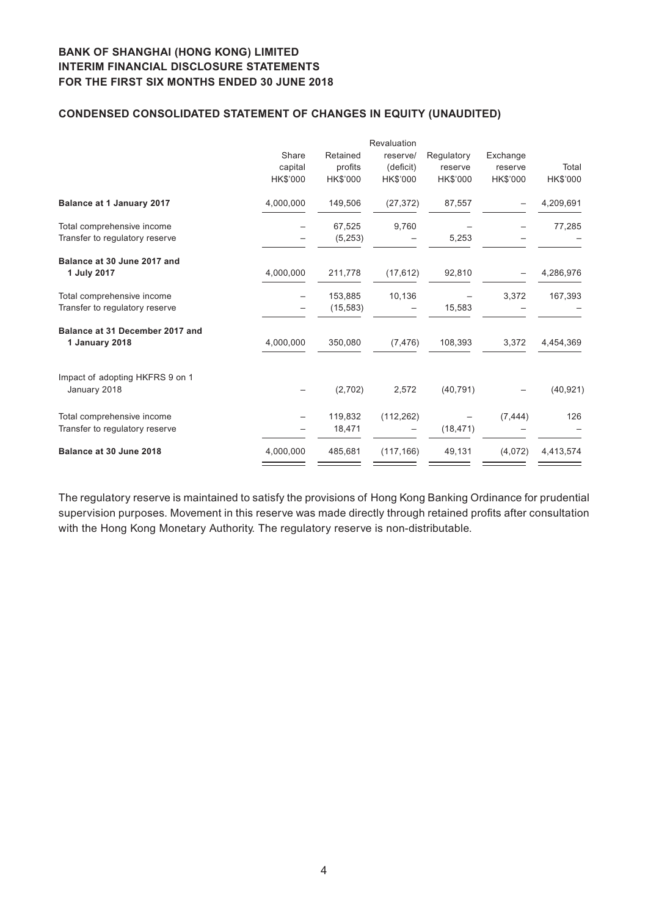**BANK OF SHANGHAI (HONG KONG) LIMITED**
**INTERIM FINANCIAL DISCLOSURE STATEMENTS**
**FOR THE FIRST SIX MONTHS ENDED 30 JUNE 2018**

## CONDENSED CONSOLIDATED STATEMENT OF CHANGES IN EQUITY (UNAUDITED)

| | Share capital HK$'000 | Retained profits HK$'000 | Revaluation reserve/ (deficit) HK$'000 | Regulatory reserve HK$'000 | Exchange reserve HK$'000 | Total HK$'000 |
|---|---|---|---|---|---|---|
| **Balance at 1 January 2017** | 4,000,000 | 149,506 | (27,372) | 87,557 | – | 4,209,691 |
| Total comprehensive income | – | 67,525 | 9,760 | – | – | 77,285 |
| Transfer to regulatory reserve | – | (5,253) | – | 5,253 | – | – |
| **Balance at 30 June 2017 and 1 July 2017** | 4,000,000 | 211,778 | (17,612) | 92,810 | – | 4,286,976 |
| Total comprehensive income | – | 153,885 | 10,136 | – | 3,372 | 167,393 |
| Transfer to regulatory reserve | – | (15,583) | – | 15,583 | – | – |
| **Balance at 31 December 2017 and 1 January 2018** | 4,000,000 | 350,080 | (7,476) | 108,393 | 3,372 | 4,454,369 |
| Impact of adopting HKFRS 9 on 1 January 2018 | – | (2,702) | 2,572 | (40,791) | – | (40,921) |
| Total comprehensive income | – | 119,832 | (112,262) | – | (7,444) | 126 |
| Transfer to regulatory reserve | – | 18,471 | – | (18,471) | – | – |
| **Balance at 30 June 2018** | 4,000,000 | 485,681 | (117,166) | 49,131 | (4,072) | 4,413,574 |

The regulatory reserve is maintained to satisfy the provisions of Hong Kong Banking Ordinance for prudential supervision purposes. Movement in this reserve was made directly through retained profits after consultation with the Hong Kong Monetary Authority. The regulatory reserve is non-distributable.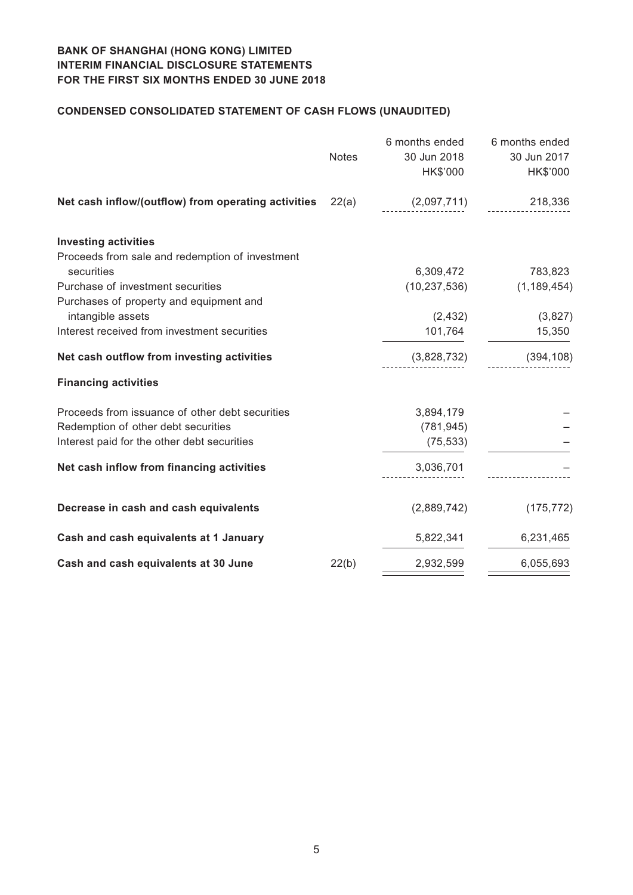**BANK OF SHANGHAI (HONG KONG) LIMITED**
**INTERIM FINANCIAL DISCLOSURE STATEMENTS**
**FOR THE FIRST SIX MONTHS ENDED 30 JUNE 2018**

## CONDENSED CONSOLIDATED STATEMENT OF CASH FLOWS (UNAUDITED)

| | Notes | 6 months ended 30 Jun 2018 HK$'000 | 6 months ended 30 Jun 2017 HK$'000 |
|---|---|---|---|
| **Net cash inflow/(outflow) from operating activities** | 22(a) | (2,097,711) | 218,336 |
| **Investing activities** | | | |
| Proceeds from sale and redemption of investment securities | | 6,309,472 | 783,823 |
| Purchase of investment securities | | (10,237,536) | (1,189,454) |
| Purchases of property and equipment and intangible assets | | (2,432) | (3,827) |
| Interest received from investment securities | | 101,764 | 15,350 |
| **Net cash outflow from investing activities** | | (3,828,732) | (394,108) |
| **Financing activities** | | | |
| Proceeds from issuance of other debt securities | | 3,894,179 | – |
| Redemption of other debt securities | | (781,945) | – |
| Interest paid for the other debt securities | | (75,533) | – |
| **Net cash inflow from financing activities** | | 3,036,701 | – |
| **Decrease in cash and cash equivalents** | | (2,889,742) | (175,772) |
| **Cash and cash equivalents at 1 January** | | 5,822,341 | 6,231,465 |
| **Cash and cash equivalents at 30 June** | 22(b) | 2,932,599 | 6,055,693 |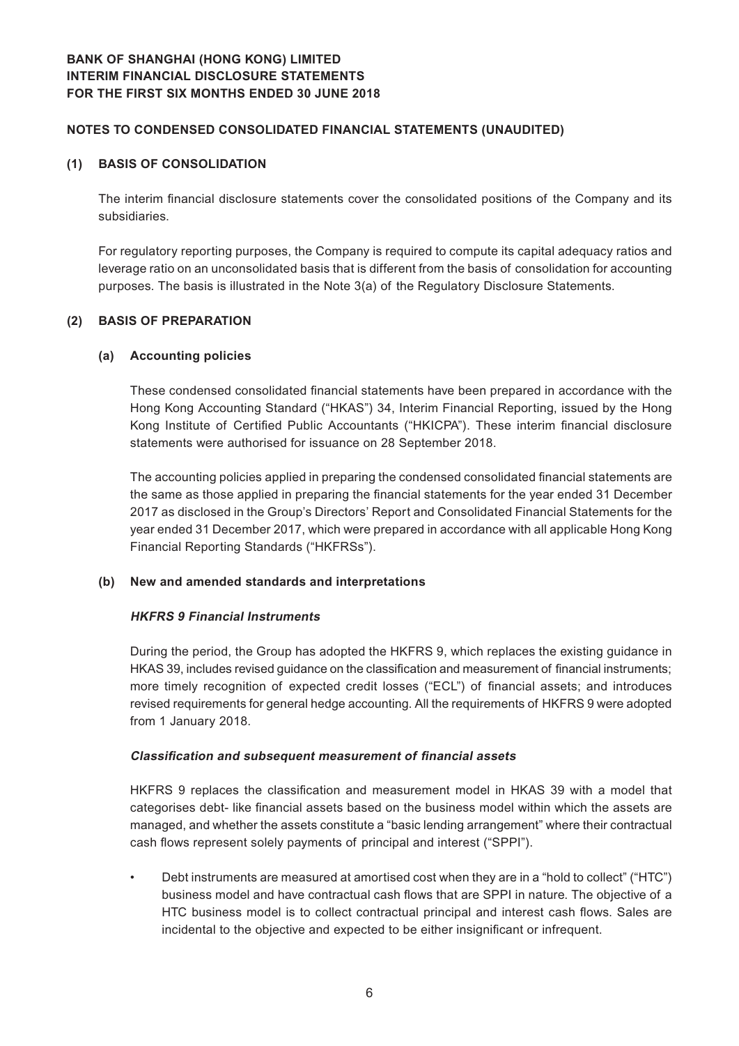**BANK OF SHANGHAI (HONG KONG) LIMITED**
**INTERIM FINANCIAL DISCLOSURE STATEMENTS**
**FOR THE FIRST SIX MONTHS ENDED 30 JUNE 2018**

## NOTES TO CONDENSED CONSOLIDATED FINANCIAL STATEMENTS (UNAUDITED)

### (1) BASIS OF CONSOLIDATION

The interim financial disclosure statements cover the consolidated positions of the Company and its subsidiaries.

For regulatory reporting purposes, the Company is required to compute its capital adequacy ratios and leverage ratio on an unconsolidated basis that is different from the basis of consolidation for accounting purposes. The basis is illustrated in the Note 3(a) of the Regulatory Disclosure Statements.

### (2) BASIS OF PREPARATION

#### (a) Accounting policies

These condensed consolidated financial statements have been prepared in accordance with the Hong Kong Accounting Standard ("HKAS") 34, Interim Financial Reporting, issued by the Hong Kong Institute of Certified Public Accountants ("HKICPA"). These interim financial disclosure statements were authorised for issuance on 28 September 2018.

The accounting policies applied in preparing the condensed consolidated financial statements are the same as those applied in preparing the financial statements for the year ended 31 December 2017 as disclosed in the Group's Directors' Report and Consolidated Financial Statements for the year ended 31 December 2017, which were prepared in accordance with all applicable Hong Kong Financial Reporting Standards ("HKFRSs").

#### (b) New and amended standards and interpretations

***HKFRS 9 Financial Instruments***

During the period, the Group has adopted the HKFRS 9, which replaces the existing guidance in HKAS 39, includes revised guidance on the classification and measurement of financial instruments; more timely recognition of expected credit losses ("ECL") of financial assets; and introduces revised requirements for general hedge accounting. All the requirements of HKFRS 9 were adopted from 1 January 2018.

***Classification and subsequent measurement of financial assets***

HKFRS 9 replaces the classification and measurement model in HKAS 39 with a model that categorises debt- like financial assets based on the business model within which the assets are managed, and whether the assets constitute a "basic lending arrangement" where their contractual cash flows represent solely payments of principal and interest ("SPPI").

- Debt instruments are measured at amortised cost when they are in a "hold to collect" ("HTC") business model and have contractual cash flows that are SPPI in nature. The objective of a HTC business model is to collect contractual principal and interest cash flows. Sales are incidental to the objective and expected to be either insignificant or infrequent.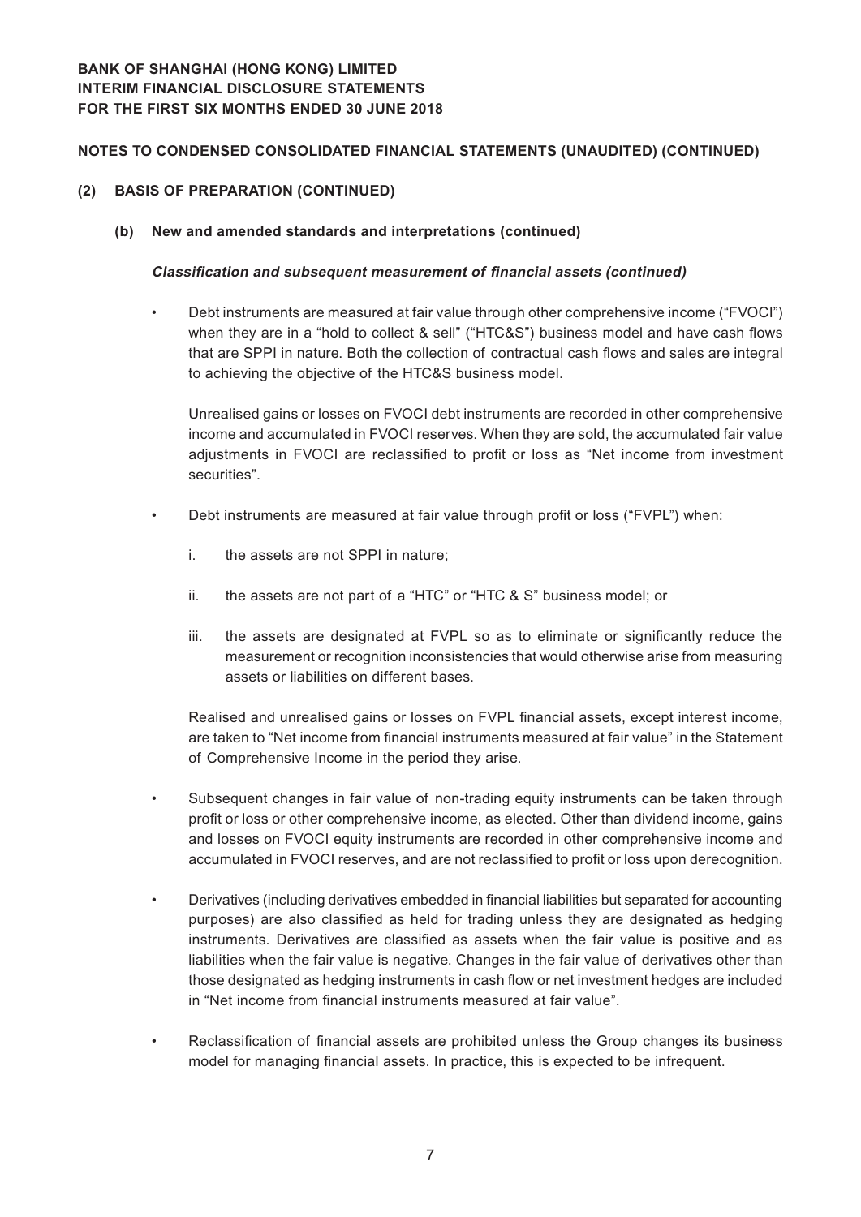## NOTES TO CONDENSED CONSOLIDATED FINANCIAL STATEMENTS (UNAUDITED) (CONTINUED)

### (2) BASIS OF PREPARATION (CONTINUED)

#### (b) New and amended standards and interpretations (continued)

***Classification and subsequent measurement of financial assets (continued)***

- Debt instruments are measured at fair value through other comprehensive income ("FVOCI") when they are in a "hold to collect & sell" ("HTC&S") business model and have cash flows that are SPPI in nature. Both the collection of contractual cash flows and sales are integral to achieving the objective of the HTC&S business model.

  Unrealised gains or losses on FVOCI debt instruments are recorded in other comprehensive income and accumulated in FVOCI reserves. When they are sold, the accumulated fair value adjustments in FVOCI are reclassified to profit or loss as "Net income from investment securities".

- Debt instruments are measured at fair value through profit or loss ("FVPL") when:

  i. the assets are not SPPI in nature;

  ii. the assets are not part of a "HTC" or "HTC & S" business model; or

  iii. the assets are designated at FVPL so as to eliminate or significantly reduce the measurement or recognition inconsistencies that would otherwise arise from measuring assets or liabilities on different bases.

  Realised and unrealised gains or losses on FVPL financial assets, except interest income, are taken to "Net income from financial instruments measured at fair value" in the Statement of Comprehensive Income in the period they arise.

- Subsequent changes in fair value of non-trading equity instruments can be taken through profit or loss or other comprehensive income, as elected. Other than dividend income, gains and losses on FVOCI equity instruments are recorded in other comprehensive income and accumulated in FVOCI reserves, and are not reclassified to profit or loss upon derecognition.

- Derivatives (including derivatives embedded in financial liabilities but separated for accounting purposes) are also classified as held for trading unless they are designated as hedging instruments. Derivatives are classified as assets when the fair value is positive and as liabilities when the fair value is negative. Changes in the fair value of derivatives other than those designated as hedging instruments in cash flow or net investment hedges are included in "Net income from financial instruments measured at fair value".

- Reclassification of financial assets are prohibited unless the Group changes its business model for managing financial assets. In practice, this is expected to be infrequent.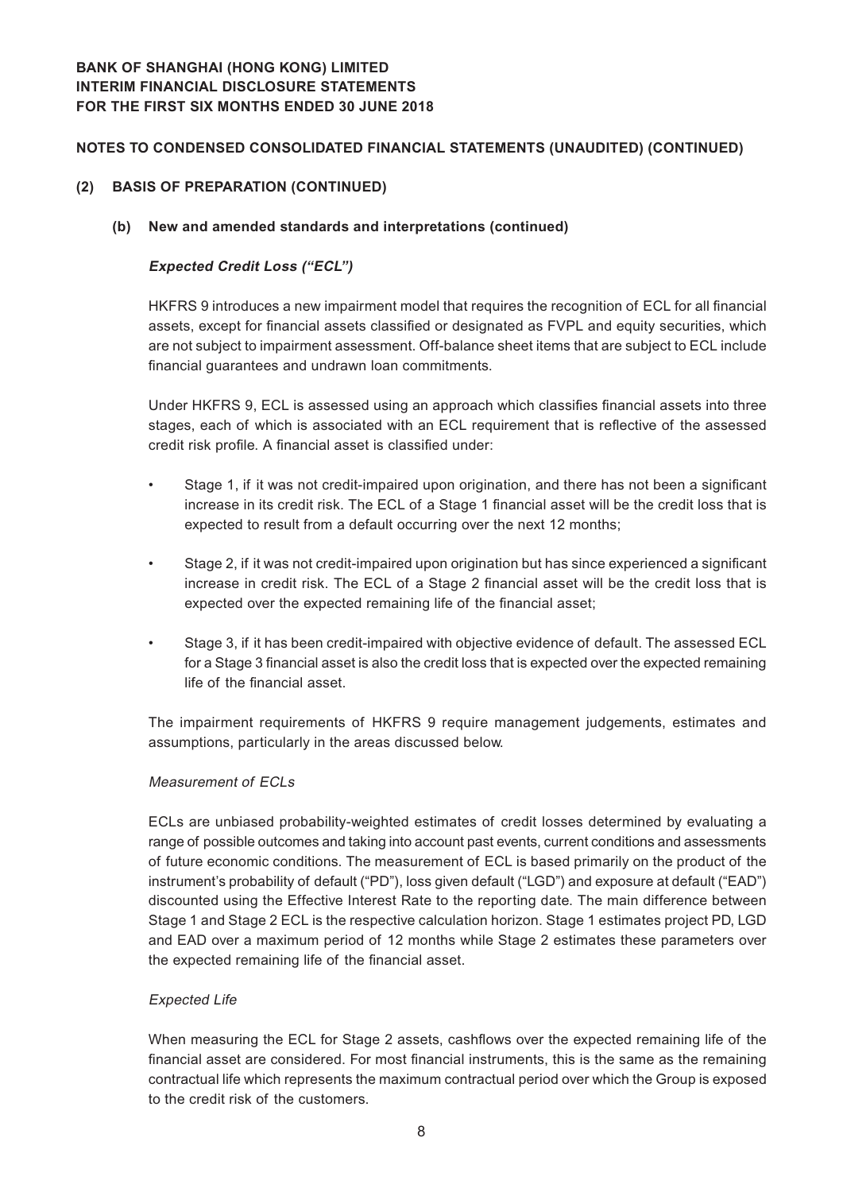## NOTES TO CONDENSED CONSOLIDATED FINANCIAL STATEMENTS (UNAUDITED) (CONTINUED)

### (2) BASIS OF PREPARATION (CONTINUED)

#### (b) New and amended standards and interpretations (continued)

***Expected Credit Loss ("ECL")***

HKFRS 9 introduces a new impairment model that requires the recognition of ECL for all financial assets, except for financial assets classified or designated as FVPL and equity securities, which are not subject to impairment assessment. Off-balance sheet items that are subject to ECL include financial guarantees and undrawn loan commitments.

Under HKFRS 9, ECL is assessed using an approach which classifies financial assets into three stages, each of which is associated with an ECL requirement that is reflective of the assessed credit risk profile. A financial asset is classified under:

- Stage 1, if it was not credit-impaired upon origination, and there has not been a significant increase in its credit risk. The ECL of a Stage 1 financial asset will be the credit loss that is expected to result from a default occurring over the next 12 months;
- Stage 2, if it was not credit-impaired upon origination but has since experienced a significant increase in credit risk. The ECL of a Stage 2 financial asset will be the credit loss that is expected over the expected remaining life of the financial asset;
- Stage 3, if it has been credit-impaired with objective evidence of default. The assessed ECL for a Stage 3 financial asset is also the credit loss that is expected over the expected remaining life of the financial asset.

The impairment requirements of HKFRS 9 require management judgements, estimates and assumptions, particularly in the areas discussed below.

*Measurement of ECLs*

ECLs are unbiased probability-weighted estimates of credit losses determined by evaluating a range of possible outcomes and taking into account past events, current conditions and assessments of future economic conditions. The measurement of ECL is based primarily on the product of the instrument's probability of default ("PD"), loss given default ("LGD") and exposure at default ("EAD") discounted using the Effective Interest Rate to the reporting date. The main difference between Stage 1 and Stage 2 ECL is the respective calculation horizon. Stage 1 estimates project PD, LGD and EAD over a maximum period of 12 months while Stage 2 estimates these parameters over the expected remaining life of the financial asset.

*Expected Life*

When measuring the ECL for Stage 2 assets, cashflows over the expected remaining life of the financial asset are considered. For most financial instruments, this is the same as the remaining contractual life which represents the maximum contractual period over which the Group is exposed to the credit risk of the customers.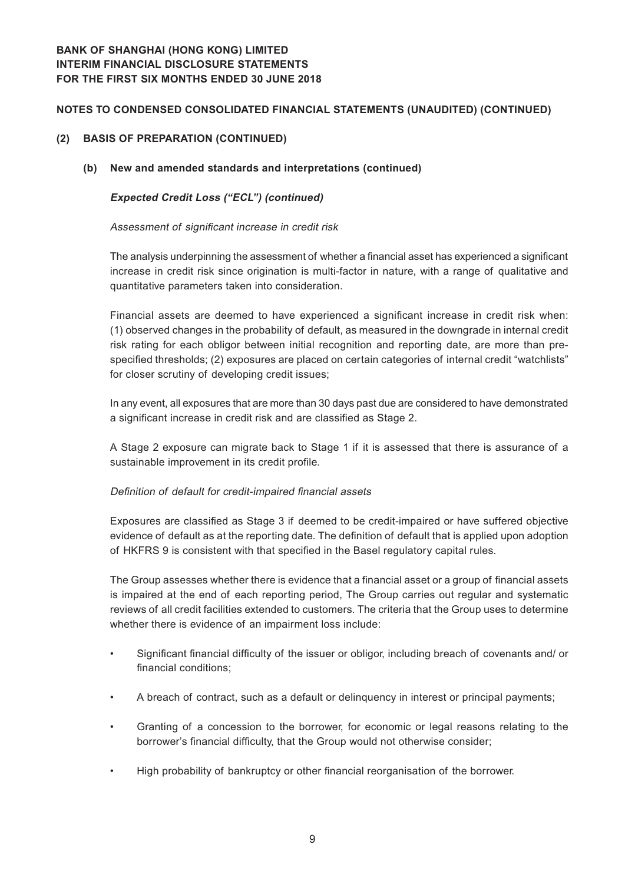## NOTES TO CONDENSED CONSOLIDATED FINANCIAL STATEMENTS (UNAUDITED) (CONTINUED)

### (2) BASIS OF PREPARATION (CONTINUED)

#### (b) New and amended standards and interpretations (continued)

***Expected Credit Loss ("ECL") (continued)***

*Assessment of significant increase in credit risk*

The analysis underpinning the assessment of whether a financial asset has experienced a significant increase in credit risk since origination is multi-factor in nature, with a range of qualitative and quantitative parameters taken into consideration.

Financial assets are deemed to have experienced a significant increase in credit risk when: (1) observed changes in the probability of default, as measured in the downgrade in internal credit risk rating for each obligor between initial recognition and reporting date, are more than pre-specified thresholds; (2) exposures are placed on certain categories of internal credit "watchlists" for closer scrutiny of developing credit issues;

In any event, all exposures that are more than 30 days past due are considered to have demonstrated a significant increase in credit risk and are classified as Stage 2.

A Stage 2 exposure can migrate back to Stage 1 if it is assessed that there is assurance of a sustainable improvement in its credit profile.

*Definition of default for credit-impaired financial assets*

Exposures are classified as Stage 3 if deemed to be credit-impaired or have suffered objective evidence of default as at the reporting date. The definition of default that is applied upon adoption of HKFRS 9 is consistent with that specified in the Basel regulatory capital rules.

The Group assesses whether there is evidence that a financial asset or a group of financial assets is impaired at the end of each reporting period, The Group carries out regular and systematic reviews of all credit facilities extended to customers. The criteria that the Group uses to determine whether there is evidence of an impairment loss include:

- Significant financial difficulty of the issuer or obligor, including breach of covenants and/ or financial conditions;
- A breach of contract, such as a default or delinquency in interest or principal payments;
- Granting of a concession to the borrower, for economic or legal reasons relating to the borrower's financial difficulty, that the Group would not otherwise consider;
- High probability of bankruptcy or other financial reorganisation of the borrower.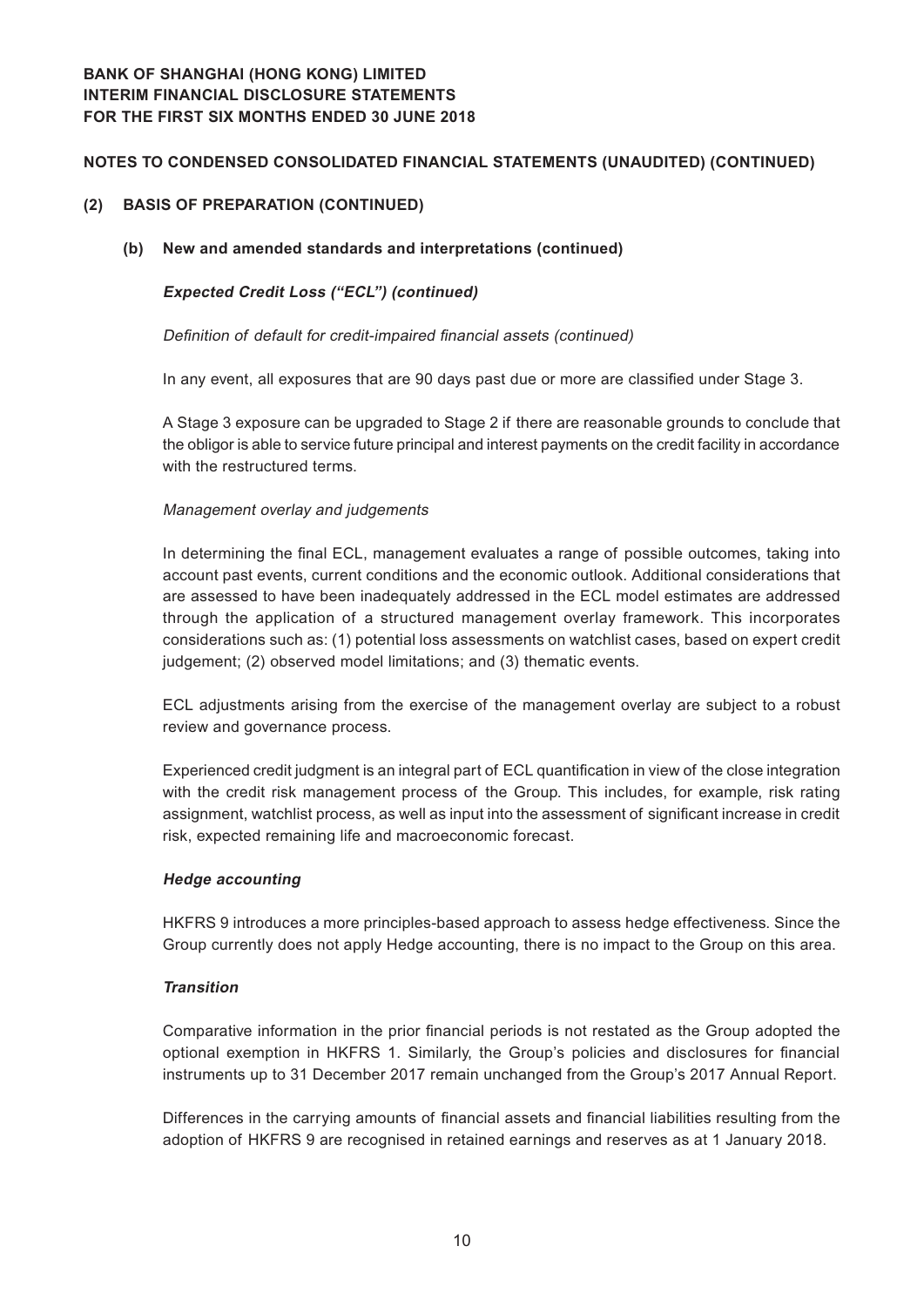## NOTES TO CONDENSED CONSOLIDATED FINANCIAL STATEMENTS (UNAUDITED) (CONTINUED)

### (2) BASIS OF PREPARATION (CONTINUED)

#### (b) New and amended standards and interpretations (continued)

***Expected Credit Loss ("ECL") (continued)***

*Definition of default for credit-impaired financial assets (continued)*

In any event, all exposures that are 90 days past due or more are classified under Stage 3.

A Stage 3 exposure can be upgraded to Stage 2 if there are reasonable grounds to conclude that the obligor is able to service future principal and interest payments on the credit facility in accordance with the restructured terms.

*Management overlay and judgements*

In determining the final ECL, management evaluates a range of possible outcomes, taking into account past events, current conditions and the economic outlook. Additional considerations that are assessed to have been inadequately addressed in the ECL model estimates are addressed through the application of a structured management overlay framework. This incorporates considerations such as: (1) potential loss assessments on watchlist cases, based on expert credit judgement; (2) observed model limitations; and (3) thematic events.

ECL adjustments arising from the exercise of the management overlay are subject to a robust review and governance process.

Experienced credit judgment is an integral part of ECL quantification in view of the close integration with the credit risk management process of the Group. This includes, for example, risk rating assignment, watchlist process, as well as input into the assessment of significant increase in credit risk, expected remaining life and macroeconomic forecast.

***Hedge accounting***

HKFRS 9 introduces a more principles-based approach to assess hedge effectiveness. Since the Group currently does not apply Hedge accounting, there is no impact to the Group on this area.

***Transition***

Comparative information in the prior financial periods is not restated as the Group adopted the optional exemption in HKFRS 1. Similarly, the Group's policies and disclosures for financial instruments up to 31 December 2017 remain unchanged from the Group's 2017 Annual Report.

Differences in the carrying amounts of financial assets and financial liabilities resulting from the adoption of HKFRS 9 are recognised in retained earnings and reserves as at 1 January 2018.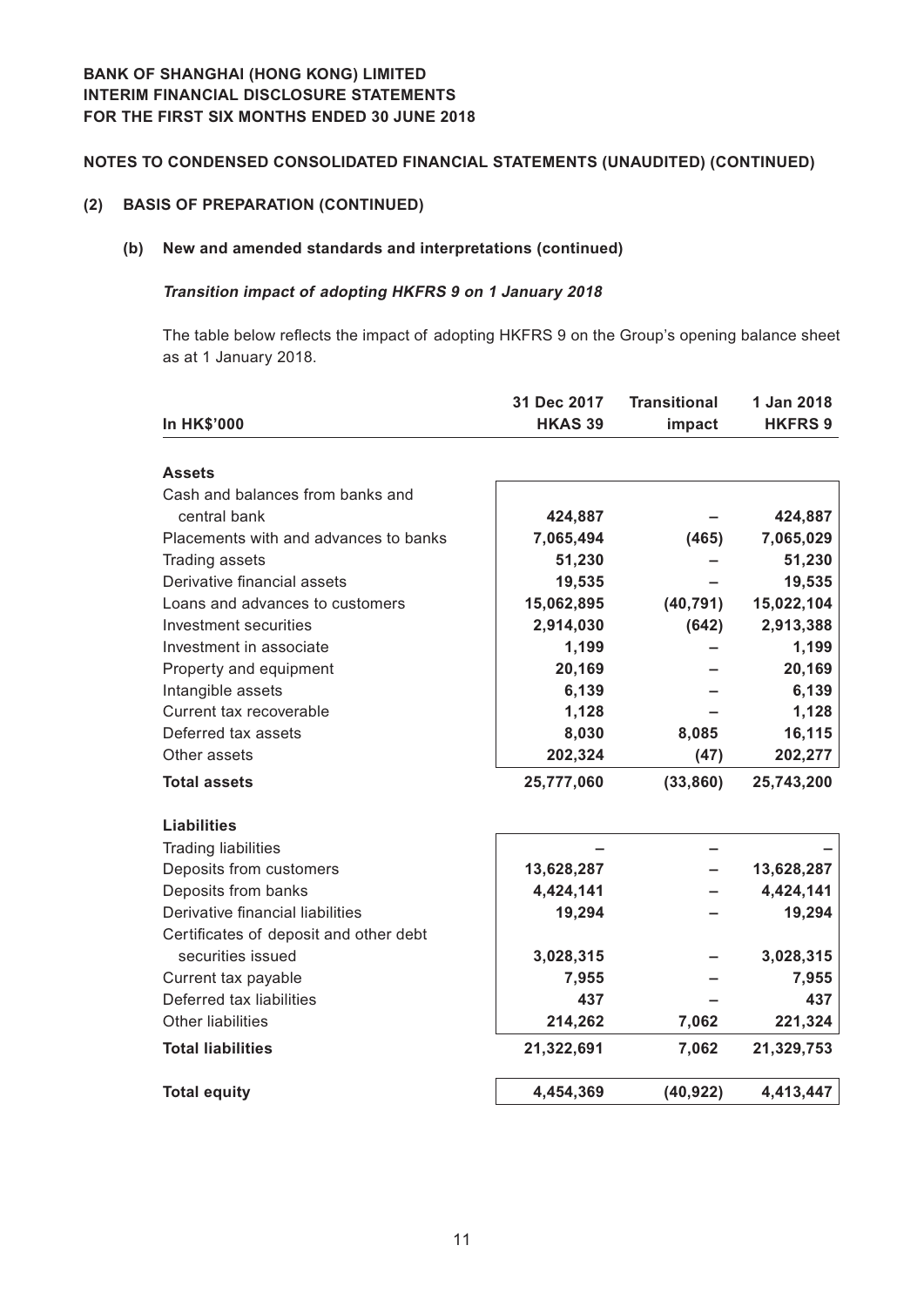**BANK OF SHANGHAI (HONG KONG) LIMITED**
**INTERIM FINANCIAL DISCLOSURE STATEMENTS**
**FOR THE FIRST SIX MONTHS ENDED 30 JUNE 2018**

**NOTES TO CONDENSED CONSOLIDATED FINANCIAL STATEMENTS (UNAUDITED) (CONTINUED)**

## (2) BASIS OF PREPARATION (CONTINUED)

### (b) New and amended standards and interpretations (continued)

***Transition impact of adopting HKFRS 9 on 1 January 2018***

The table below reflects the impact of adopting HKFRS 9 on the Group's opening balance sheet as at 1 January 2018.

| In HK$'000 | 31 Dec 2017 HKAS 39 | Transitional impact | 1 Jan 2018 HKFRS 9 |
|---|---|---|---|
| **Assets** | | | |
| Cash and balances from banks and central bank | **424,887** | **–** | **424,887** |
| Placements with and advances to banks | **7,065,494** | **(465)** | **7,065,029** |
| Trading assets | **51,230** | **–** | **51,230** |
| Derivative financial assets | **19,535** | **–** | **19,535** |
| Loans and advances to customers | **15,062,895** | **(40,791)** | **15,022,104** |
| Investment securities | **2,914,030** | **(642)** | **2,913,388** |
| Investment in associate | **1,199** | **–** | **1,199** |
| Property and equipment | **20,169** | **–** | **20,169** |
| Intangible assets | **6,139** | **–** | **6,139** |
| Current tax recoverable | **1,128** | **–** | **1,128** |
| Deferred tax assets | **8,030** | **8,085** | **16,115** |
| Other assets | **202,324** | **(47)** | **202,277** |
| **Total assets** | **25,777,060** | **(33,860)** | **25,743,200** |
| **Liabilities** | | | |
| Trading liabilities | **–** | **–** | **–** |
| Deposits from customers | **13,628,287** | **–** | **13,628,287** |
| Deposits from banks | **4,424,141** | **–** | **4,424,141** |
| Derivative financial liabilities | **19,294** | **–** | **19,294** |
| Certificates of deposit and other debt securities issued | **3,028,315** | **–** | **3,028,315** |
| Current tax payable | **7,955** | **–** | **7,955** |
| Deferred tax liabilities | **437** | **–** | **437** |
| Other liabilities | **214,262** | **7,062** | **221,324** |
| **Total liabilities** | **21,322,691** | **7,062** | **21,329,753** |
| **Total equity** | **4,454,369** | **(40,922)** | **4,413,447** |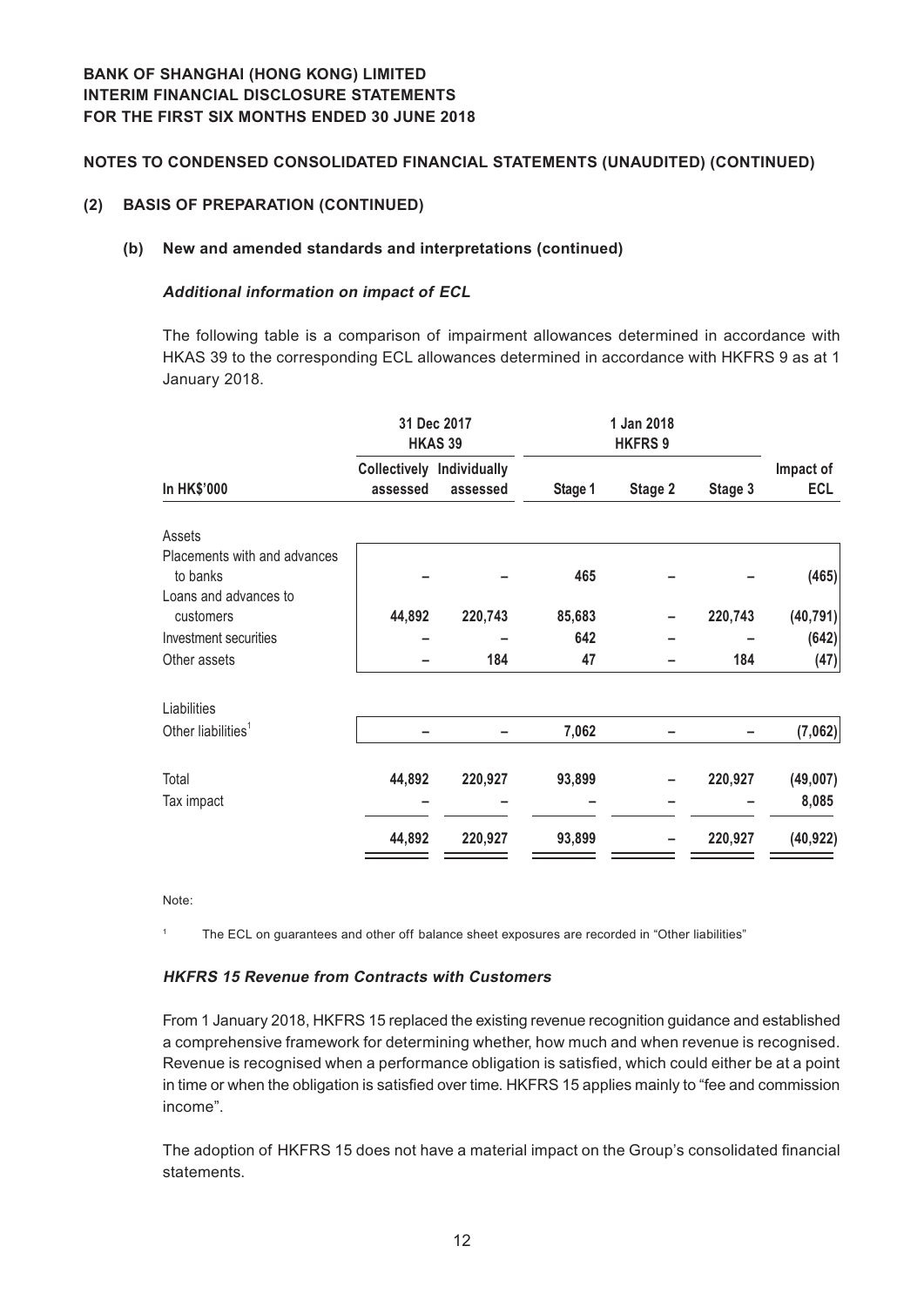**BANK OF SHANGHAI (HONG KONG) LIMITED**
**INTERIM FINANCIAL DISCLOSURE STATEMENTS**
**FOR THE FIRST SIX MONTHS ENDED 30 JUNE 2018**

**NOTES TO CONDENSED CONSOLIDATED FINANCIAL STATEMENTS (UNAUDITED) (CONTINUED)**

## (2) BASIS OF PREPARATION (CONTINUED)

### (b) New and amended standards and interpretations (continued)

***Additional information on impact of ECL***

The following table is a comparison of impairment allowances determined in accordance with HKAS 39 to the corresponding ECL allowances determined in accordance with HKFRS 9 as at 1 January 2018.

| | 31 Dec 2017 HKAS 39 | | 1 Jan 2018 HKFRS 9 | | | |
|---|---|---|---|---|---|---|
| **In HK$'000** | **Collectively assessed** | **Individually assessed** | **Stage 1** | **Stage 2** | **Stage 3** | **Impact of ECL** |
| Assets | | | | | | |
| Placements with and advances to banks | – | – | 465 | – | – | (465) |
| Loans and advances to customers | 44,892 | 220,743 | 85,683 | – | 220,743 | (40,791) |
| Investment securities | – | – | 642 | – | – | (642) |
| Other assets | – | 184 | 47 | – | 184 | (47) |
| Liabilities | | | | | | |
| Other liabilities[1] | – | – | 7,062 | – | – | (7,062) |
| Total | 44,892 | 220,927 | 93,899 | – | 220,927 | (49,007) |
| Tax impact | – | – | – | – | – | 8,085 |
| | 44,892 | 220,927 | 93,899 | – | 220,927 | (40,922) |

Note:

[1] The ECL on guarantees and other off balance sheet exposures are recorded in "Other liabilities"

***HKFRS 15 Revenue from Contracts with Customers***

From 1 January 2018, HKFRS 15 replaced the existing revenue recognition guidance and established a comprehensive framework for determining whether, how much and when revenue is recognised. Revenue is recognised when a performance obligation is satisfied, which could either be at a point in time or when the obligation is satisfied over time. HKFRS 15 applies mainly to "fee and commission income".

The adoption of HKFRS 15 does not have a material impact on the Group's consolidated financial statements.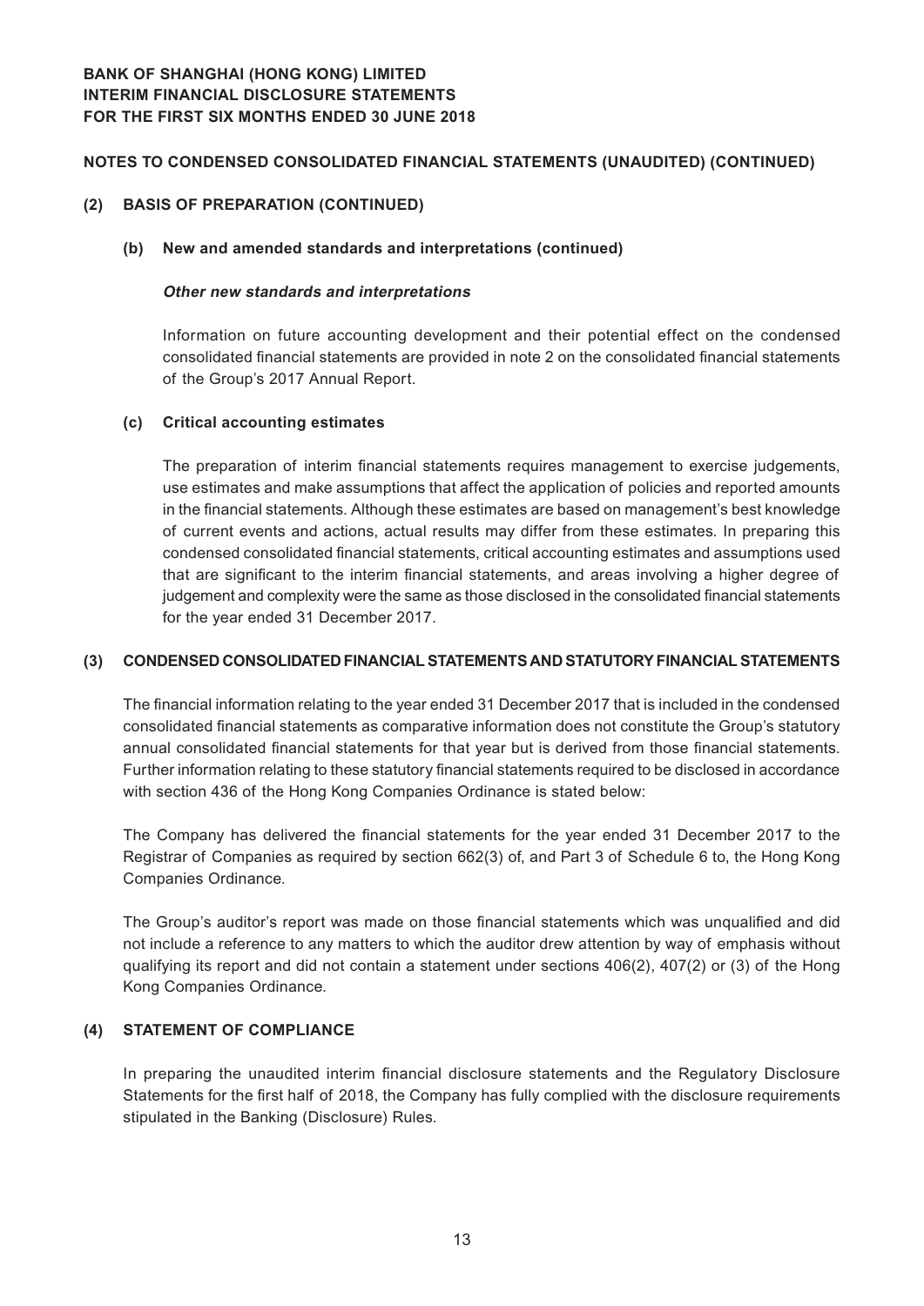## NOTES TO CONDENSED CONSOLIDATED FINANCIAL STATEMENTS (UNAUDITED) (CONTINUED)

### (2) BASIS OF PREPARATION (CONTINUED)

#### (b) New and amended standards and interpretations (continued)

***Other new standards and interpretations***

Information on future accounting development and their potential effect on the condensed consolidated financial statements are provided in note 2 on the consolidated financial statements of the Group's 2017 Annual Report.

#### (c) Critical accounting estimates

The preparation of interim financial statements requires management to exercise judgements, use estimates and make assumptions that affect the application of policies and reported amounts in the financial statements. Although these estimates are based on management's best knowledge of current events and actions, actual results may differ from these estimates. In preparing this condensed consolidated financial statements, critical accounting estimates and assumptions used that are significant to the interim financial statements, and areas involving a higher degree of judgement and complexity were the same as those disclosed in the consolidated financial statements for the year ended 31 December 2017.

### (3) CONDENSED CONSOLIDATED FINANCIAL STATEMENTS AND STATUTORY FINANCIAL STATEMENTS

The financial information relating to the year ended 31 December 2017 that is included in the condensed consolidated financial statements as comparative information does not constitute the Group's statutory annual consolidated financial statements for that year but is derived from those financial statements. Further information relating to these statutory financial statements required to be disclosed in accordance with section 436 of the Hong Kong Companies Ordinance is stated below:

The Company has delivered the financial statements for the year ended 31 December 2017 to the Registrar of Companies as required by section 662(3) of, and Part 3 of Schedule 6 to, the Hong Kong Companies Ordinance.

The Group's auditor's report was made on those financial statements which was unqualified and did not include a reference to any matters to which the auditor drew attention by way of emphasis without qualifying its report and did not contain a statement under sections 406(2), 407(2) or (3) of the Hong Kong Companies Ordinance.

### (4) STATEMENT OF COMPLIANCE

In preparing the unaudited interim financial disclosure statements and the Regulatory Disclosure Statements for the first half of 2018, the Company has fully complied with the disclosure requirements stipulated in the Banking (Disclosure) Rules.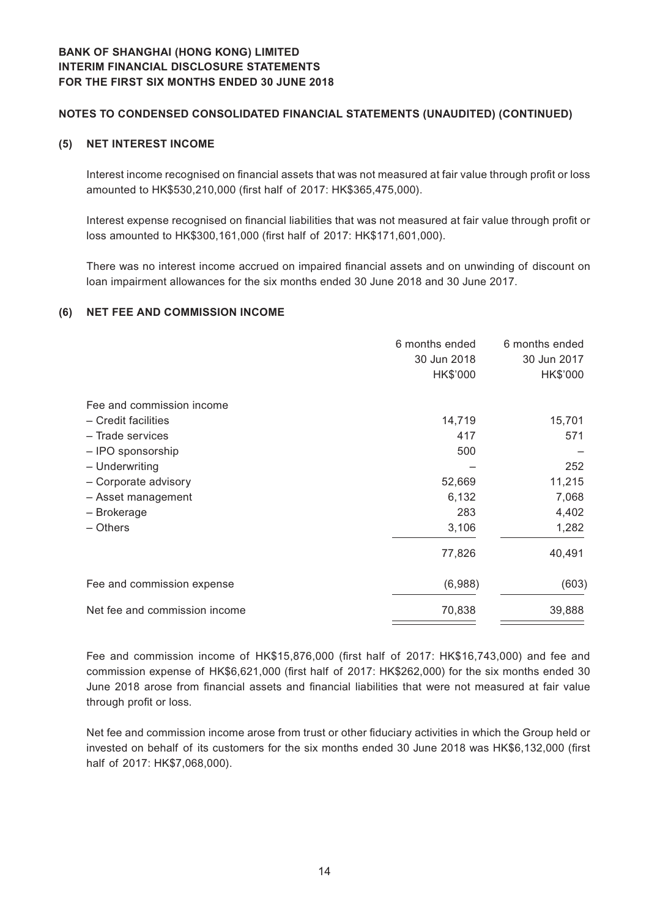**NOTES TO CONDENSED CONSOLIDATED FINANCIAL STATEMENTS (UNAUDITED) (CONTINUED)**

## (5) NET INTEREST INCOME

Interest income recognised on financial assets that was not measured at fair value through profit or loss amounted to HK$530,210,000 (first half of 2017: HK$365,475,000).

Interest expense recognised on financial liabilities that was not measured at fair value through profit or loss amounted to HK$300,161,000 (first half of 2017: HK$171,601,000).

There was no interest income accrued on impaired financial assets and on unwinding of discount on loan impairment allowances for the six months ended 30 June 2018 and 30 June 2017.

## (6) NET FEE AND COMMISSION INCOME

| | 6 months ended 30 Jun 2018 HK$'000 | 6 months ended 30 Jun 2017 HK$'000 |
|---|---|---|
| Fee and commission income | | |
| – Credit facilities | 14,719 | 15,701 |
| – Trade services | 417 | 571 |
| – IPO sponsorship | 500 | – |
| – Underwriting | – | 252 |
| – Corporate advisory | 52,669 | 11,215 |
| – Asset management | 6,132 | 7,068 |
| – Brokerage | 283 | 4,402 |
| – Others | 3,106 | 1,282 |
| | 77,826 | 40,491 |
| Fee and commission expense | (6,988) | (603) |
| Net fee and commission income | 70,838 | 39,888 |

Fee and commission income of HK$15,876,000 (first half of 2017: HK$16,743,000) and fee and commission expense of HK$6,621,000 (first half of 2017: HK$262,000) for the six months ended 30 June 2018 arose from financial assets and financial liabilities that were not measured at fair value through profit or loss.

Net fee and commission income arose from trust or other fiduciary activities in which the Group held or invested on behalf of its customers for the six months ended 30 June 2018 was HK$6,132,000 (first half of 2017: HK$7,068,000).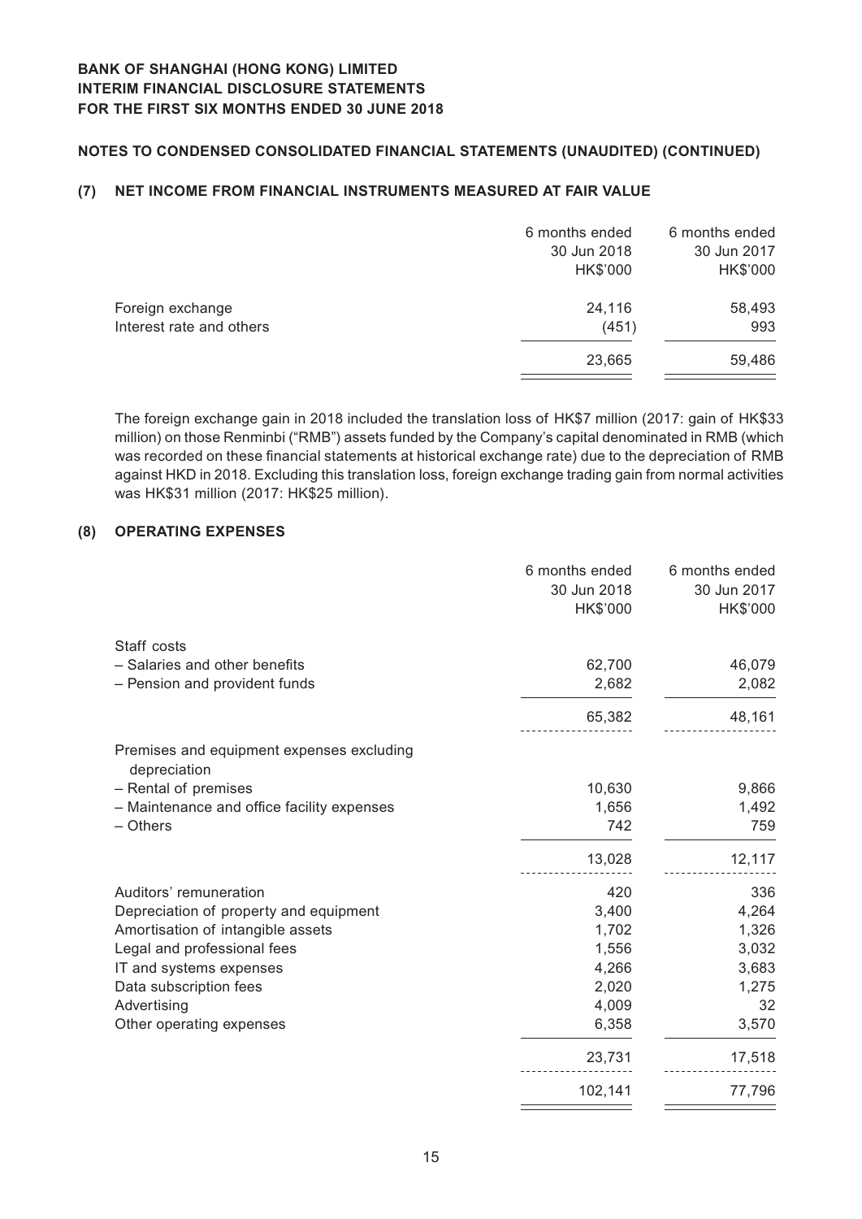# BANK OF SHANGHAI (HONG KONG) LIMITED
# INTERIM FINANCIAL DISCLOSURE STATEMENTS
# FOR THE FIRST SIX MONTHS ENDED 30 JUNE 2018

## NOTES TO CONDENSED CONSOLIDATED FINANCIAL STATEMENTS (UNAUDITED) (CONTINUED)

### (7) NET INCOME FROM FINANCIAL INSTRUMENTS MEASURED AT FAIR VALUE

| | 6 months ended 30 Jun 2018 HK$'000 | 6 months ended 30 Jun 2017 HK$'000 |
|---|---|---|
| Foreign exchange | 24,116 | 58,493 |
| Interest rate and others | (451) | 993 |
| | 23,665 | 59,486 |

The foreign exchange gain in 2018 included the translation loss of HK$7 million (2017: gain of HK$33 million) on those Renminbi ("RMB") assets funded by the Company's capital denominated in RMB (which was recorded on these financial statements at historical exchange rate) due to the depreciation of RMB against HKD in 2018. Excluding this translation loss, foreign exchange trading gain from normal activities was HK$31 million (2017: HK$25 million).

### (8) OPERATING EXPENSES

| | 6 months ended 30 Jun 2018 HK$'000 | 6 months ended 30 Jun 2017 HK$'000 |
|---|---|---|
| Staff costs | | |
| – Salaries and other benefits | 62,700 | 46,079 |
| – Pension and provident funds | 2,682 | 2,082 |
| | 65,382 | 48,161 |
| Premises and equipment expenses excluding depreciation | | |
| – Rental of premises | 10,630 | 9,866 |
| – Maintenance and office facility expenses | 1,656 | 1,492 |
| – Others | 742 | 759 |
| | 13,028 | 12,117 |
| Auditors' remuneration | 420 | 336 |
| Depreciation of property and equipment | 3,400 | 4,264 |
| Amortisation of intangible assets | 1,702 | 1,326 |
| Legal and professional fees | 1,556 | 3,032 |
| IT and systems expenses | 4,266 | 3,683 |
| Data subscription fees | 2,020 | 1,275 |
| Advertising | 4,009 | 32 |
| Other operating expenses | 6,358 | 3,570 |
| | 23,731 | 17,518 |
| | 102,141 | 77,796 |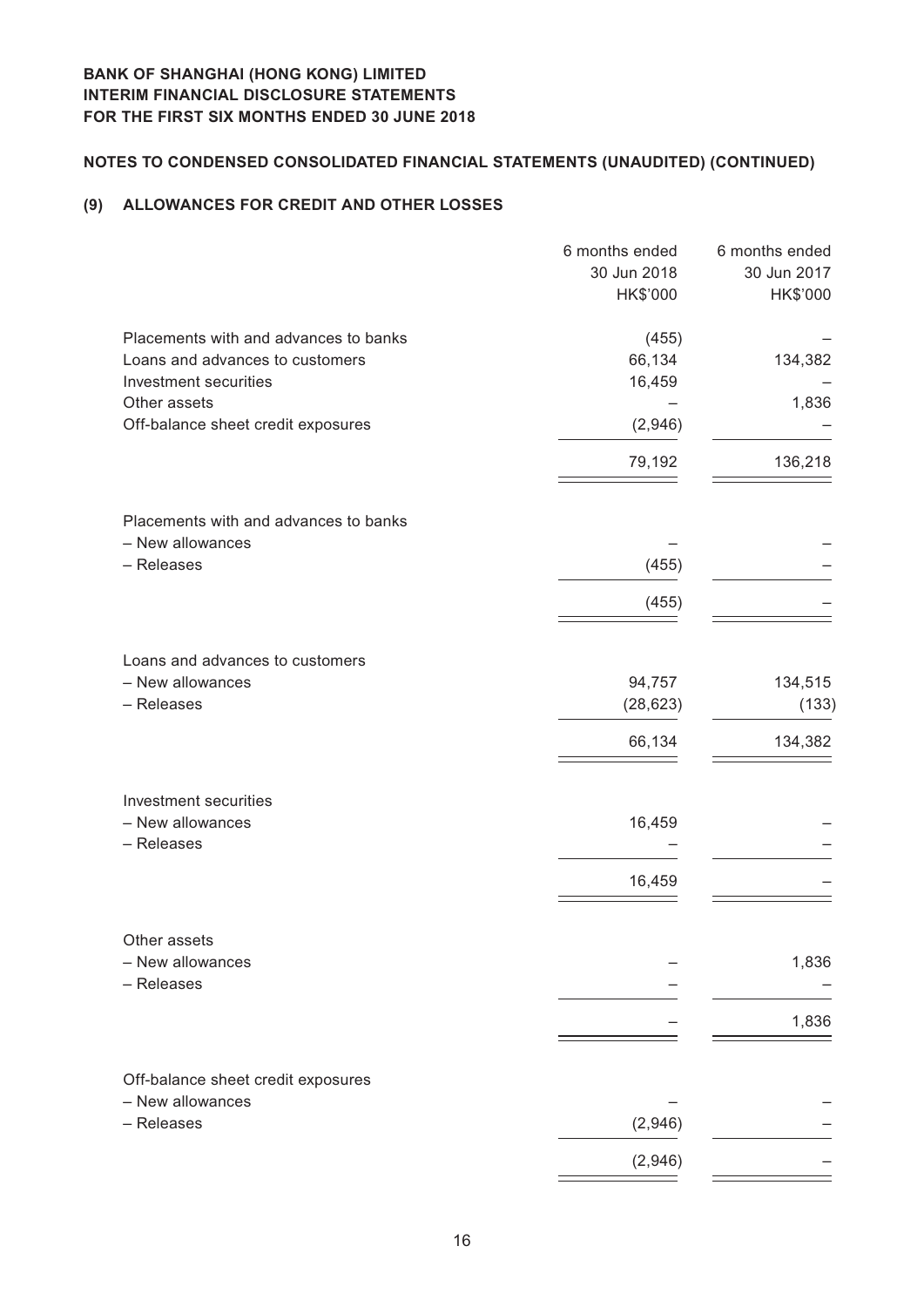**BANK OF SHANGHAI (HONG KONG) LIMITED**
**INTERIM FINANCIAL DISCLOSURE STATEMENTS**
**FOR THE FIRST SIX MONTHS ENDED 30 JUNE 2018**

**NOTES TO CONDENSED CONSOLIDATED FINANCIAL STATEMENTS (UNAUDITED) (CONTINUED)**

## (9) ALLOWANCES FOR CREDIT AND OTHER LOSSES

| | 6 months ended 30 Jun 2018 HK$'000 | 6 months ended 30 Jun 2017 HK$'000 |
|---|---|---|
| Placements with and advances to banks | (455) | – |
| Loans and advances to customers | 66,134 | 134,382 |
| Investment securities | 16,459 | – |
| Other assets | – | 1,836 |
| Off-balance sheet credit exposures | (2,946) | – |
| | 79,192 | 136,218 |
| | | |
| Placements with and advances to banks | | |
| – New allowances | – | – |
| – Releases | (455) | – |
| | (455) | – |
| | | |
| Loans and advances to customers | | |
| – New allowances | 94,757 | 134,515 |
| – Releases | (28,623) | (133) |
| | 66,134 | 134,382 |
| | | |
| Investment securities | | |
| – New allowances | 16,459 | – |
| – Releases | – | – |
| | 16,459 | – |
| | | |
| Other assets | | |
| – New allowances | – | 1,836 |
| – Releases | – | – |
| | – | 1,836 |
| | | |
| Off-balance sheet credit exposures | | |
| – New allowances | – | – |
| – Releases | (2,946) | – |
| | (2,946) | – |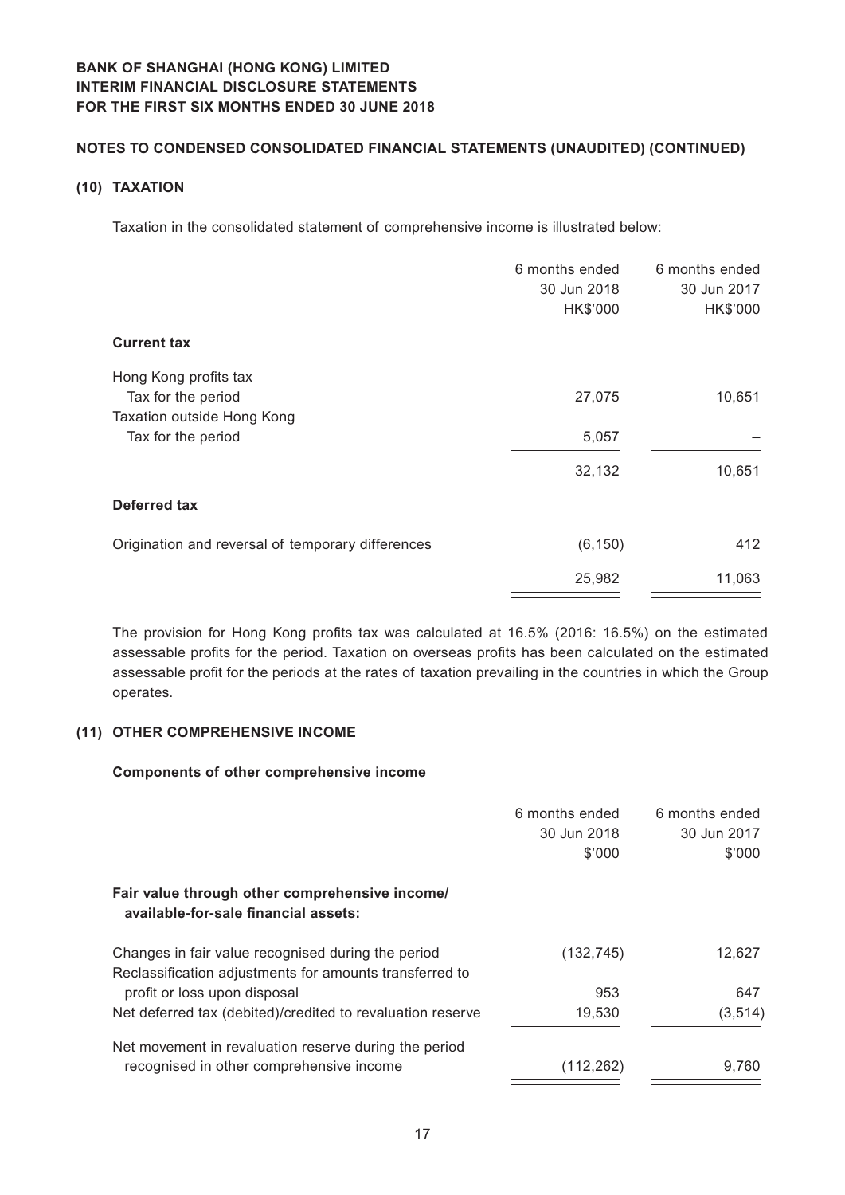## NOTES TO CONDENSED CONSOLIDATED FINANCIAL STATEMENTS (UNAUDITED) (CONTINUED)

### (10) TAXATION

Taxation in the consolidated statement of comprehensive income is illustrated below:

| | 6 months ended 30 Jun 2018 HK$'000 | 6 months ended 30 Jun 2017 HK$'000 |
|---|---|---|
| **Current tax** | | |
| Hong Kong profits tax | | |
| Tax for the period | 27,075 | 10,651 |
| Taxation outside Hong Kong | | |
| Tax for the period | 5,057 | – |
| | 32,132 | 10,651 |
| **Deferred tax** | | |
| Origination and reversal of temporary differences | (6,150) | 412 |
| | 25,982 | 11,063 |

The provision for Hong Kong profits tax was calculated at 16.5% (2016: 16.5%) on the estimated assessable profits for the period. Taxation on overseas profits has been calculated on the estimated assessable profit for the periods at the rates of taxation prevailing in the countries in which the Group operates.

### (11) OTHER COMPREHENSIVE INCOME

**Components of other comprehensive income**

| | 6 months ended 30 Jun 2018 $'000 | 6 months ended 30 Jun 2017 $'000 |
|---|---|---|
| **Fair value through other comprehensive income/ available-for-sale financial assets:** | | |
| Changes in fair value recognised during the period | (132,745) | 12,627 |
| Reclassification adjustments for amounts transferred to profit or loss upon disposal | 953 | 647 |
| Net deferred tax (debited)/credited to revaluation reserve | 19,530 | (3,514) |
| Net movement in revaluation reserve during the period recognised in other comprehensive income | (112,262) | 9,760 |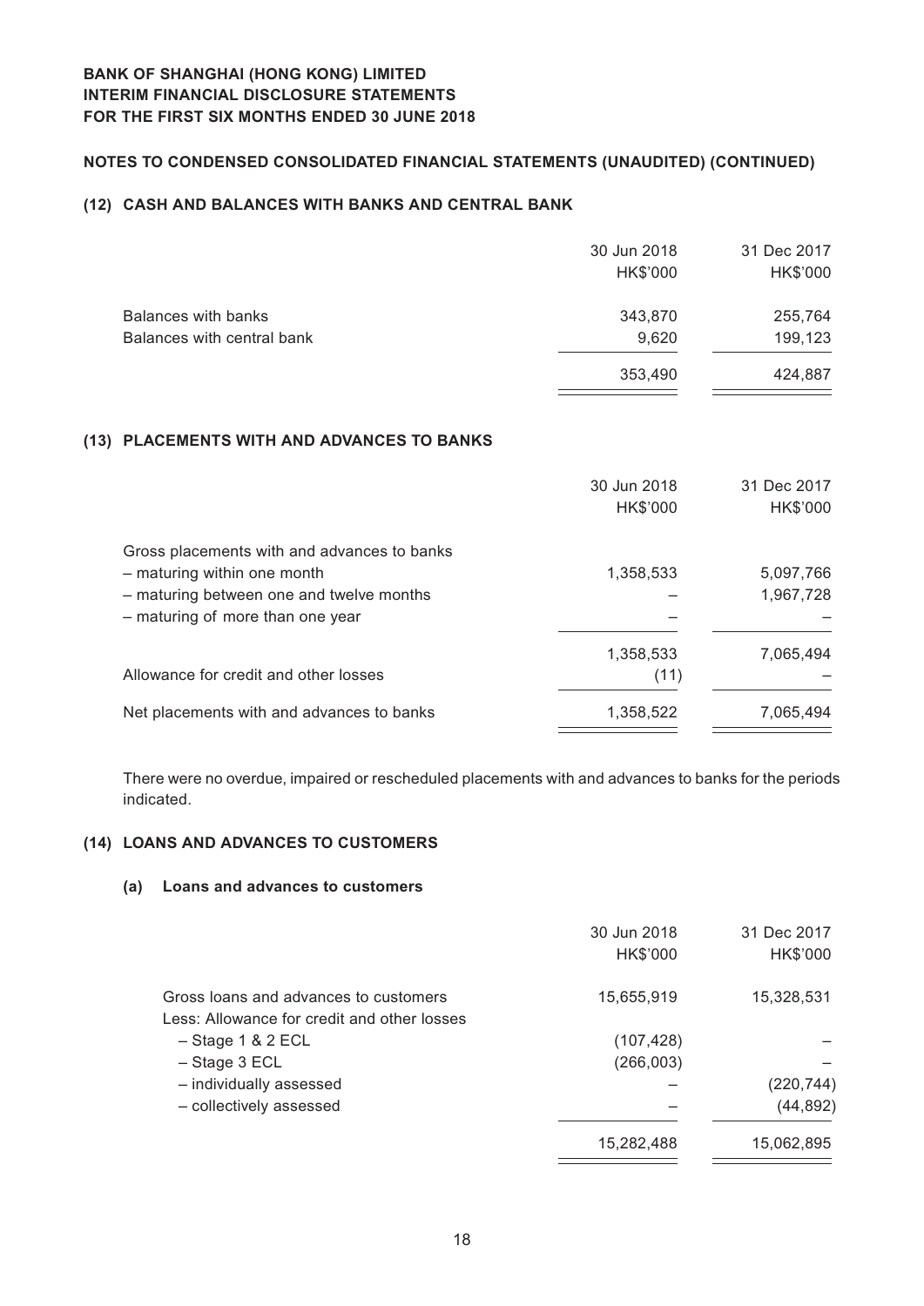**BANK OF SHANGHAI (HONG KONG) LIMITED**
**INTERIM FINANCIAL DISCLOSURE STATEMENTS**
**FOR THE FIRST SIX MONTHS ENDED 30 JUNE 2018**

**NOTES TO CONDENSED CONSOLIDATED FINANCIAL STATEMENTS (UNAUDITED) (CONTINUED)**

## (12) CASH AND BALANCES WITH BANKS AND CENTRAL BANK

| | 30 Jun 2018<br>HK$'000 | 31 Dec 2017<br>HK$'000 |
|---|---|---|
| Balances with banks | 343,870 | 255,764 |
| Balances with central bank | 9,620 | 199,123 |
| | 353,490 | 424,887 |

## (13) PLACEMENTS WITH AND ADVANCES TO BANKS

| | 30 Jun 2018<br>HK$'000 | 31 Dec 2017<br>HK$'000 |
|---|---|---|
| Gross placements with and advances to banks | | |
| – maturing within one month | 1,358,533 | 5,097,766 |
| – maturing between one and twelve months | – | 1,967,728 |
| – maturing of more than one year | – | – |
| | 1,358,533 | 7,065,494 |
| Allowance for credit and other losses | (11) | – |
| Net placements with and advances to banks | 1,358,522 | 7,065,494 |

There were no overdue, impaired or rescheduled placements with and advances to banks for the periods indicated.

## (14) LOANS AND ADVANCES TO CUSTOMERS

### (a) Loans and advances to customers

| | 30 Jun 2018<br>HK$'000 | 31 Dec 2017<br>HK$'000 |
|---|---|---|
| Gross loans and advances to customers | 15,655,919 | 15,328,531 |
| Less: Allowance for credit and other losses | | |
| – Stage 1 & 2 ECL | (107,428) | – |
| – Stage 3 ECL | (266,003) | – |
| – individually assessed | – | (220,744) |
| – collectively assessed | – | (44,892) |
| | 15,282,488 | 15,062,895 |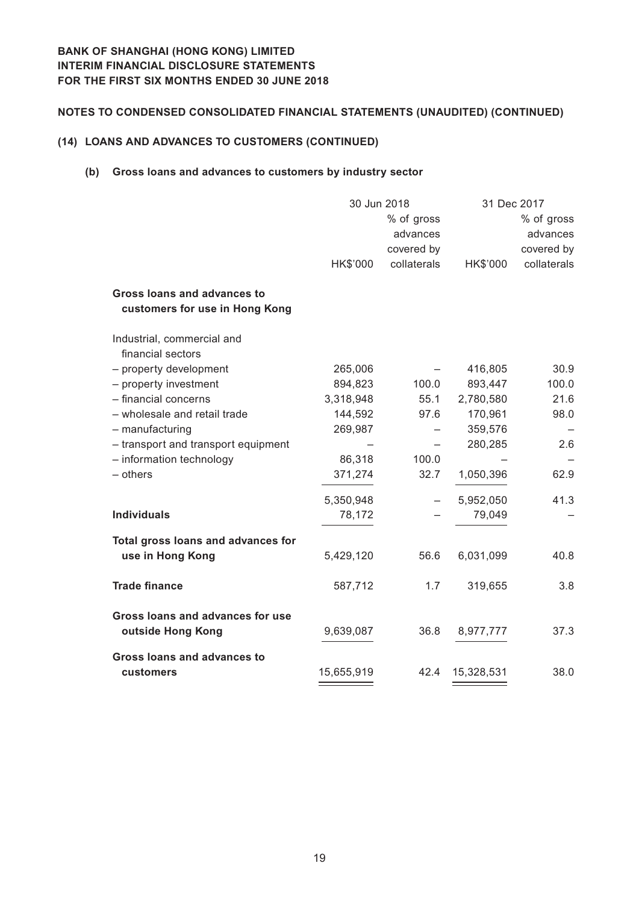**BANK OF SHANGHAI (HONG KONG) LIMITED**
**INTERIM FINANCIAL DISCLOSURE STATEMENTS**
**FOR THE FIRST SIX MONTHS ENDED 30 JUNE 2018**

**NOTES TO CONDENSED CONSOLIDATED FINANCIAL STATEMENTS (UNAUDITED) (CONTINUED)**

**(14) LOANS AND ADVANCES TO CUSTOMERS (CONTINUED)**

**(b) Gross loans and advances to customers by industry sector**

| | 30 Jun 2018 | | 31 Dec 2017 | |
|---|---|---|---|---|
| | HK$'000 | % of gross advances covered by collaterals | HK$'000 | % of gross advances covered by collaterals |
| **Gross loans and advances to customers for use in Hong Kong** | | | | |
| Industrial, commercial and financial sectors | | | | |
| – property development | 265,006 | – | 416,805 | 30.9 |
| – property investment | 894,823 | 100.0 | 893,447 | 100.0 |
| – financial concerns | 3,318,948 | 55.1 | 2,780,580 | 21.6 |
| – wholesale and retail trade | 144,592 | 97.6 | 170,961 | 98.0 |
| – manufacturing | 269,987 | – | 359,576 | – |
| – transport and transport equipment | – | – | 280,285 | 2.6 |
| – information technology | 86,318 | 100.0 | – | – |
| – others | 371,274 | 32.7 | 1,050,396 | 62.9 |
| | 5,350,948 | – | 5,952,050 | 41.3 |
| **Individuals** | 78,172 | – | 79,049 | – |
| **Total gross loans and advances for use in Hong Kong** | 5,429,120 | 56.6 | 6,031,099 | 40.8 |
| **Trade finance** | 587,712 | 1.7 | 319,655 | 3.8 |
| **Gross loans and advances for use outside Hong Kong** | 9,639,087 | 36.8 | 8,977,777 | 37.3 |
| **Gross loans and advances to customers** | 15,655,919 | 42.4 | 15,328,531 | 38.0 |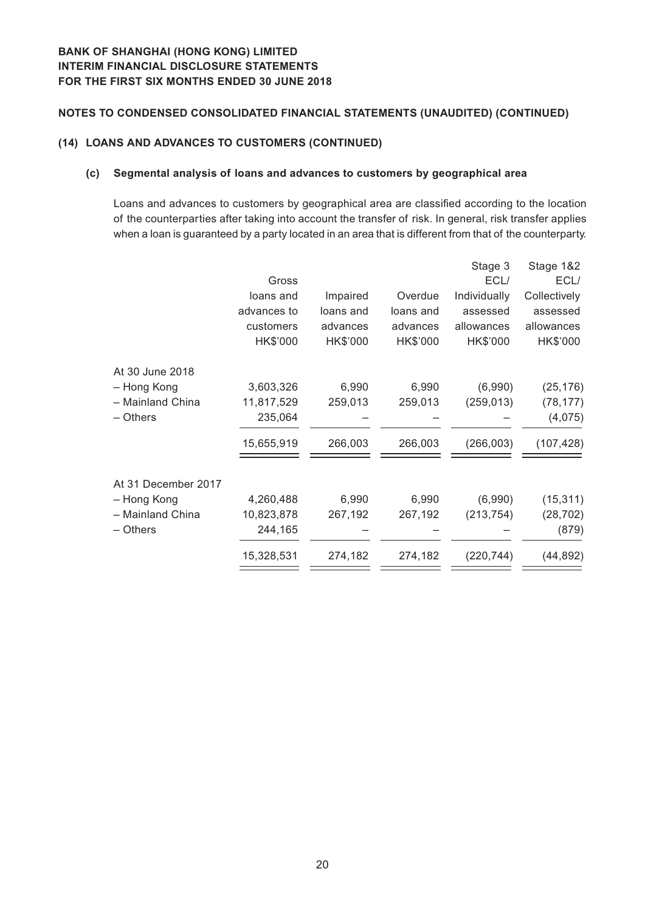**BANK OF SHANGHAI (HONG KONG) LIMITED**
**INTERIM FINANCIAL DISCLOSURE STATEMENTS**
**FOR THE FIRST SIX MONTHS ENDED 30 JUNE 2018**

## NOTES TO CONDENSED CONSOLIDATED FINANCIAL STATEMENTS (UNAUDITED) (CONTINUED)

### (14) LOANS AND ADVANCES TO CUSTOMERS (CONTINUED)

#### (c) Segmental analysis of loans and advances to customers by geographical area

Loans and advances to customers by geographical area are classified according to the location of the counterparties after taking into account the transfer of risk. In general, risk transfer applies when a loan is guaranteed by a party located in an area that is different from that of the counterparty.

| | Gross loans and advances to customers HK$'000 | Impaired loans and advances HK$'000 | Overdue loans and advances HK$'000 | Stage 3 ECL/ Individually assessed allowances HK$'000 | Stage 1&2 ECL/ Collectively assessed allowances HK$'000 |
|---|---|---|---|---|---|
| At 30 June 2018 | | | | | |
| – Hong Kong | 3,603,326 | 6,990 | 6,990 | (6,990) | (25,176) |
| – Mainland China | 11,817,529 | 259,013 | 259,013 | (259,013) | (78,177) |
| – Others | 235,064 | – | – | – | (4,075) |
| | 15,655,919 | 266,003 | 266,003 | (266,003) | (107,428) |
| At 31 December 2017 | | | | | |
| – Hong Kong | 4,260,488 | 6,990 | 6,990 | (6,990) | (15,311) |
| – Mainland China | 10,823,878 | 267,192 | 267,192 | (213,754) | (28,702) |
| – Others | 244,165 | – | – | – | (879) |
| | 15,328,531 | 274,182 | 274,182 | (220,744) | (44,892) |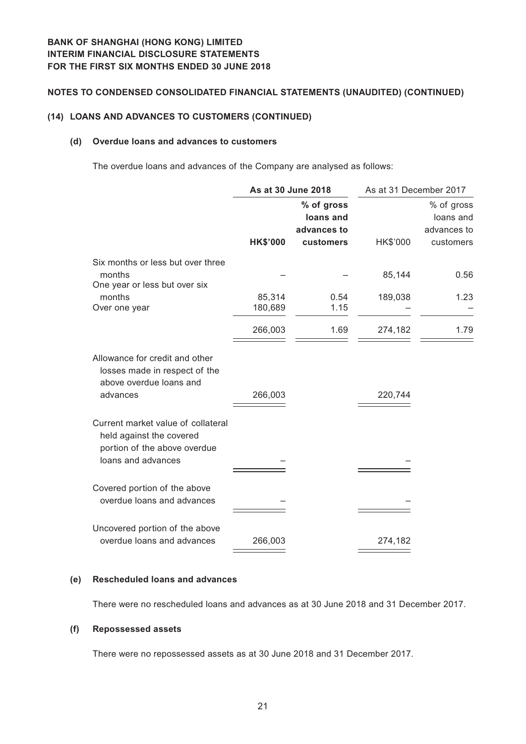## NOTES TO CONDENSED CONSOLIDATED FINANCIAL STATEMENTS (UNAUDITED) (CONTINUED)

### (14) LOANS AND ADVANCES TO CUSTOMERS (CONTINUED)

#### (d) Overdue loans and advances to customers

The overdue loans and advances of the Company are analysed as follows:

| | **As at 30 June 2018** | | As at 31 December 2017 | |
|---|---|---|---|---|
| | **HK$'000** | **% of gross loans and advances to customers** | HK$'000 | % of gross loans and advances to customers |
| Six months or less but over three months | – | – | 85,144 | 0.56 |
| One year or less but over six months | 85,314 | 0.54 | 189,038 | 1.23 |
| Over one year | 180,689 | 1.15 | – | – |
| | 266,003 | 1.69 | 274,182 | 1.79 |
| Allowance for credit and other losses made in respect of the above overdue loans and advances | 266,003 | | 220,744 | |
| Current market value of collateral held against the covered portion of the above overdue loans and advances | – | | – | |
| Covered portion of the above overdue loans and advances | – | | – | |
| Uncovered portion of the above overdue loans and advances | 266,003 | | 274,182 | |

#### (e) Rescheduled loans and advances

There were no rescheduled loans and advances as at 30 June 2018 and 31 December 2017.

#### (f) Repossessed assets

There were no repossessed assets as at 30 June 2018 and 31 December 2017.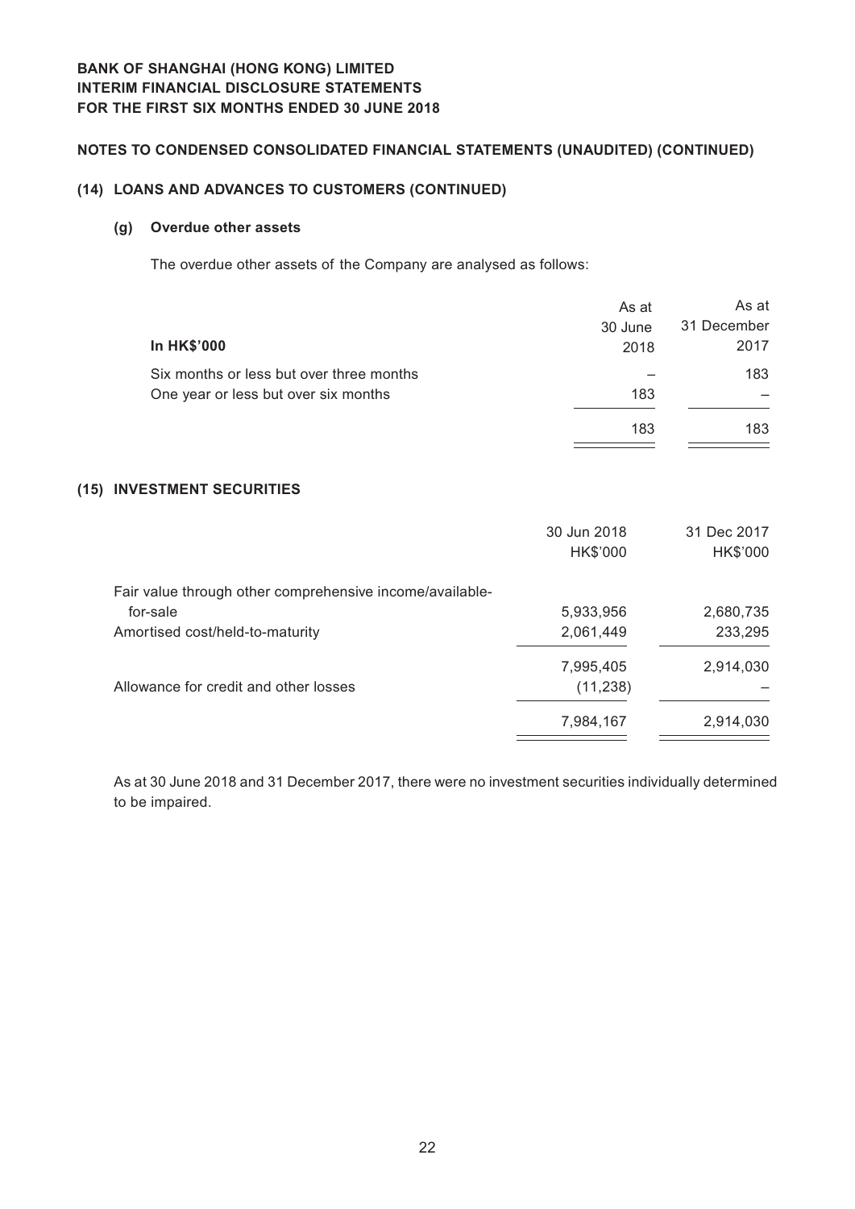**BANK OF SHANGHAI (HONG KONG) LIMITED**
**INTERIM FINANCIAL DISCLOSURE STATEMENTS**
**FOR THE FIRST SIX MONTHS ENDED 30 JUNE 2018**

## NOTES TO CONDENSED CONSOLIDATED FINANCIAL STATEMENTS (UNAUDITED) (CONTINUED)

### (14) LOANS AND ADVANCES TO CUSTOMERS (CONTINUED)

#### (g) Overdue other assets

The overdue other assets of the Company are analysed as follows:

| In HK$'000 | As at 30 June 2018 | As at 31 December 2017 |
|---|---|---|
| Six months or less but over three months | – | 183 |
| One year or less but over six months | 183 | – |
| | 183 | 183 |

### (15) INVESTMENT SECURITIES

| | 30 Jun 2018 HK$'000 | 31 Dec 2017 HK$'000 |
|---|---|---|
| Fair value through other comprehensive income/available-for-sale | 5,933,956 | 2,680,735 |
| Amortised cost/held-to-maturity | 2,061,449 | 233,295 |
| | 7,995,405 | 2,914,030 |
| Allowance for credit and other losses | (11,238) | – |
| | 7,984,167 | 2,914,030 |

As at 30 June 2018 and 31 December 2017, there were no investment securities individually determined to be impaired.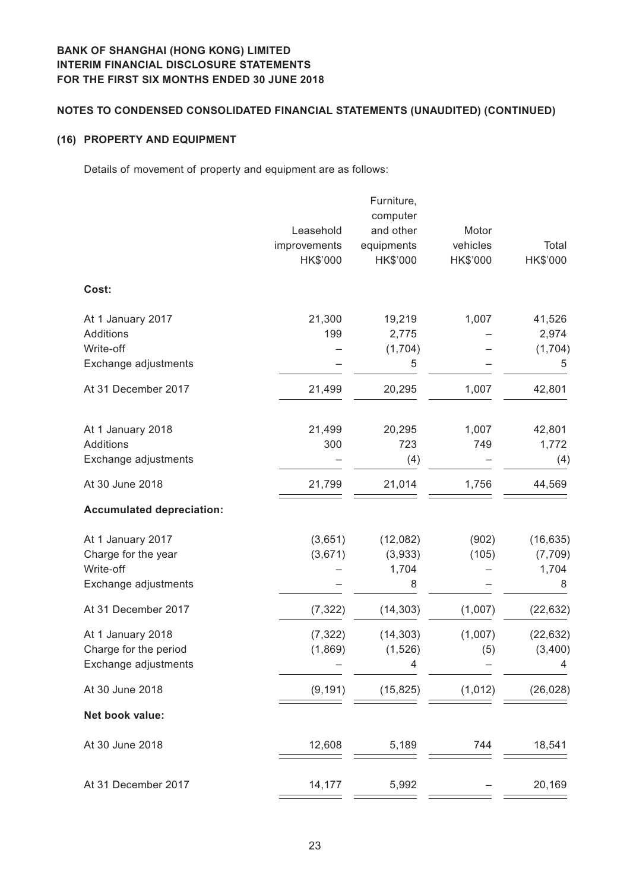**BANK OF SHANGHAI (HONG KONG) LIMITED**
**INTERIM FINANCIAL DISCLOSURE STATEMENTS**
**FOR THE FIRST SIX MONTHS ENDED 30 JUNE 2018**

**NOTES TO CONDENSED CONSOLIDATED FINANCIAL STATEMENTS (UNAUDITED) (CONTINUED)**

## (16) PROPERTY AND EQUIPMENT

Details of movement of property and equipment are as follows:

| | Leasehold improvements HK$'000 | Furniture, computer and other equipments HK$'000 | Motor vehicles HK$'000 | Total HK$'000 |
|---|---|---|---|---|
| **Cost:** | | | | |
| At 1 January 2017 | 21,300 | 19,219 | 1,007 | 41,526 |
| Additions | 199 | 2,775 | – | 2,974 |
| Write-off | – | (1,704) | – | (1,704) |
| Exchange adjustments | – | 5 | – | 5 |
| At 31 December 2017 | 21,499 | 20,295 | 1,007 | 42,801 |
| At 1 January 2018 | 21,499 | 20,295 | 1,007 | 42,801 |
| Additions | 300 | 723 | 749 | 1,772 |
| Exchange adjustments | – | (4) | – | (4) |
| At 30 June 2018 | 21,799 | 21,014 | 1,756 | 44,569 |
| **Accumulated depreciation:** | | | | |
| At 1 January 2017 | (3,651) | (12,082) | (902) | (16,635) |
| Charge for the year | (3,671) | (3,933) | (105) | (7,709) |
| Write-off | – | 1,704 | – | 1,704 |
| Exchange adjustments | – | 8 | – | 8 |
| At 31 December 2017 | (7,322) | (14,303) | (1,007) | (22,632) |
| At 1 January 2018 | (7,322) | (14,303) | (1,007) | (22,632) |
| Charge for the period | (1,869) | (1,526) | (5) | (3,400) |
| Exchange adjustments | – | 4 | – | 4 |
| At 30 June 2018 | (9,191) | (15,825) | (1,012) | (26,028) |
| **Net book value:** | | | | |
| At 30 June 2018 | 12,608 | 5,189 | 744 | 18,541 |
| At 31 December 2017 | 14,177 | 5,992 | – | 20,169 |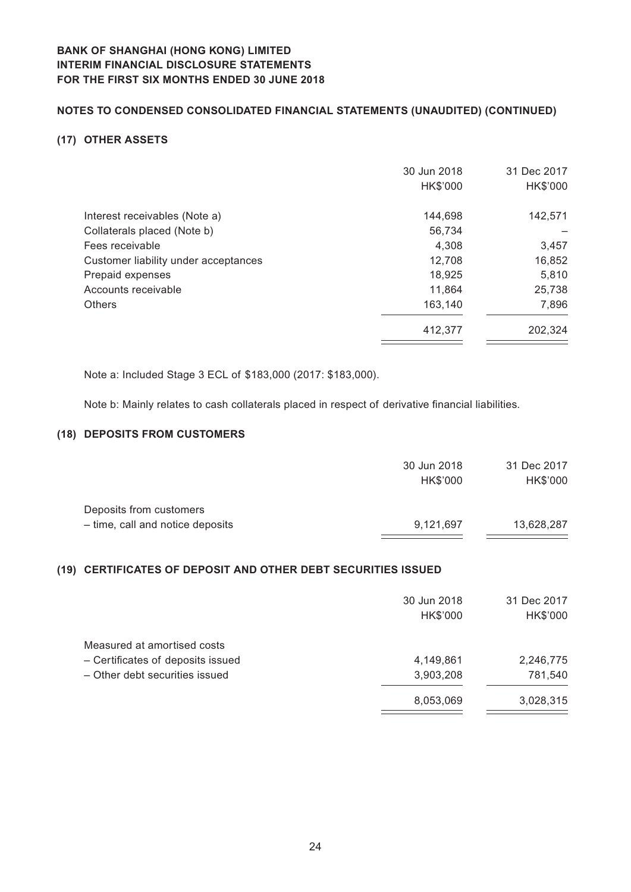**BANK OF SHANGHAI (HONG KONG) LIMITED**
**INTERIM FINANCIAL DISCLOSURE STATEMENTS**
**FOR THE FIRST SIX MONTHS ENDED 30 JUNE 2018**

**NOTES TO CONDENSED CONSOLIDATED FINANCIAL STATEMENTS (UNAUDITED) (CONTINUED)**

## (17) OTHER ASSETS

| | 30 Jun 2018<br>HK$'000 | 31 Dec 2017<br>HK$'000 |
|---|---|---|
| Interest receivables (Note a) | 144,698 | 142,571 |
| Collaterals placed (Note b) | 56,734 | – |
| Fees receivable | 4,308 | 3,457 |
| Customer liability under acceptances | 12,708 | 16,852 |
| Prepaid expenses | 18,925 | 5,810 |
| Accounts receivable | 11,864 | 25,738 |
| Others | 163,140 | 7,896 |
| | 412,377 | 202,324 |

Note a: Included Stage 3 ECL of $183,000 (2017: $183,000).

Note b: Mainly relates to cash collaterals placed in respect of derivative financial liabilities.

## (18) DEPOSITS FROM CUSTOMERS

| | 30 Jun 2018<br>HK$'000 | 31 Dec 2017<br>HK$'000 |
|---|---|---|
| Deposits from customers | | |
| – time, call and notice deposits | 9,121,697 | 13,628,287 |

## (19) CERTIFICATES OF DEPOSIT AND OTHER DEBT SECURITIES ISSUED

| | 30 Jun 2018<br>HK$'000 | 31 Dec 2017<br>HK$'000 |
|---|---|---|
| Measured at amortised costs | | |
| – Certificates of deposits issued | 4,149,861 | 2,246,775 |
| – Other debt securities issued | 3,903,208 | 781,540 |
| | 8,053,069 | 3,028,315 |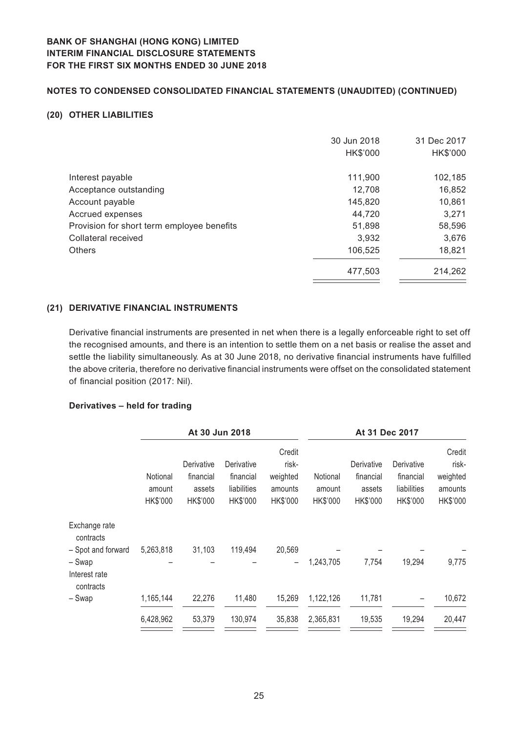## NOTES TO CONDENSED CONSOLIDATED FINANCIAL STATEMENTS (UNAUDITED) (CONTINUED)

### (20) OTHER LIABILITIES

| | 30 Jun 2018 HK$'000 | 31 Dec 2017 HK$'000 |
|---|---|---|
| Interest payable | 111,900 | 102,185 |
| Acceptance outstanding | 12,708 | 16,852 |
| Account payable | 145,820 | 10,861 |
| Accrued expenses | 44,720 | 3,271 |
| Provision for short term employee benefits | 51,898 | 58,596 |
| Collateral received | 3,932 | 3,676 |
| Others | 106,525 | 18,821 |
| | 477,503 | 214,262 |

### (21) DERIVATIVE FINANCIAL INSTRUMENTS

Derivative financial instruments are presented in net when there is a legally enforceable right to set off the recognised amounts, and there is an intention to settle them on a net basis or realise the asset and settle the liability simultaneously. As at 30 June 2018, no derivative financial instruments have fulfilled the above criteria, therefore no derivative financial instruments were offset on the consolidated statement of financial position (2017: Nil).

**Derivatives – held for trading**

| | At 30 Jun 2018 | | | | At 31 Dec 2017 | | | |
|---|---|---|---|---|---|---|---|---|
| | Notional amount HK$'000 | Derivative financial assets HK$'000 | Derivative financial liabilities HK$'000 | Credit risk-weighted amounts HK$'000 | Notional amount HK$'000 | Derivative financial assets HK$'000 | Derivative financial liabilities HK$'000 | Credit risk-weighted amounts HK$'000 |
| Exchange rate contracts | | | | | | | | |
| – Spot and forward | 5,263,818 | 31,103 | 119,494 | 20,569 | – | – | – | – |
| – Swap | – | – | – | – | 1,243,705 | 7,754 | 19,294 | 9,775 |
| Interest rate contracts | | | | | | | | |
| – Swap | 1,165,144 | 22,276 | 11,480 | 15,269 | 1,122,126 | 11,781 | – | 10,672 |
| | 6,428,962 | 53,379 | 130,974 | 35,838 | 2,365,831 | 19,535 | 19,294 | 20,447 |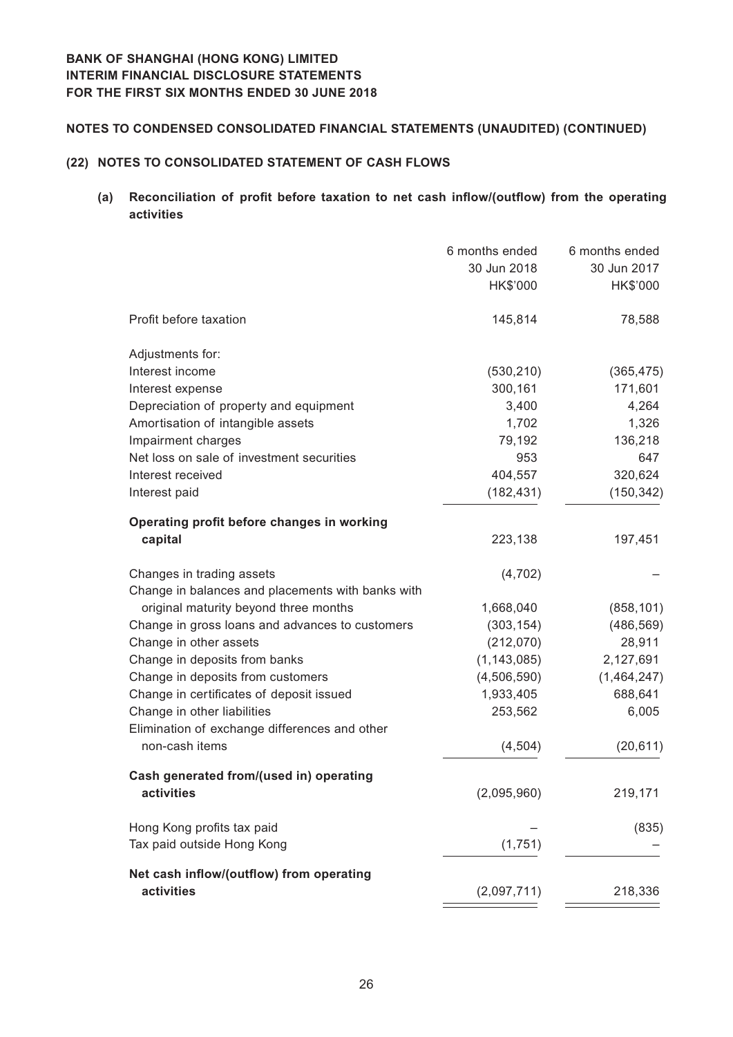**BANK OF SHANGHAI (HONG KONG) LIMITED**
**INTERIM FINANCIAL DISCLOSURE STATEMENTS**
**FOR THE FIRST SIX MONTHS ENDED 30 JUNE 2018**

**NOTES TO CONDENSED CONSOLIDATED FINANCIAL STATEMENTS (UNAUDITED) (CONTINUED)**

## (22) NOTES TO CONSOLIDATED STATEMENT OF CASH FLOWS

### (a) Reconciliation of profit before taxation to net cash inflow/(outflow) from the operating activities

| | 6 months ended 30 Jun 2018 HK$'000 | 6 months ended 30 Jun 2017 HK$'000 |
|---|---|---|
| Profit before taxation | 145,814 | 78,588 |
| Adjustments for: | | |
| Interest income | (530,210) | (365,475) |
| Interest expense | 300,161 | 171,601 |
| Depreciation of property and equipment | 3,400 | 4,264 |
| Amortisation of intangible assets | 1,702 | 1,326 |
| Impairment charges | 79,192 | 136,218 |
| Net loss on sale of investment securities | 953 | 647 |
| Interest received | 404,557 | 320,624 |
| Interest paid | (182,431) | (150,342) |
| **Operating profit before changes in working capital** | 223,138 | 197,451 |
| Changes in trading assets | (4,702) | – |
| Change in balances and placements with banks with original maturity beyond three months | 1,668,040 | (858,101) |
| Change in gross loans and advances to customers | (303,154) | (486,569) |
| Change in other assets | (212,070) | 28,911 |
| Change in deposits from banks | (1,143,085) | 2,127,691 |
| Change in deposits from customers | (4,506,590) | (1,464,247) |
| Change in certificates of deposit issued | 1,933,405 | 688,641 |
| Change in other liabilities | 253,562 | 6,005 |
| Elimination of exchange differences and other non-cash items | (4,504) | (20,611) |
| **Cash generated from/(used in) operating activities** | (2,095,960) | 219,171 |
| Hong Kong profits tax paid | – | (835) |
| Tax paid outside Hong Kong | (1,751) | – |
| **Net cash inflow/(outflow) from operating activities** | (2,097,711) | 218,336 |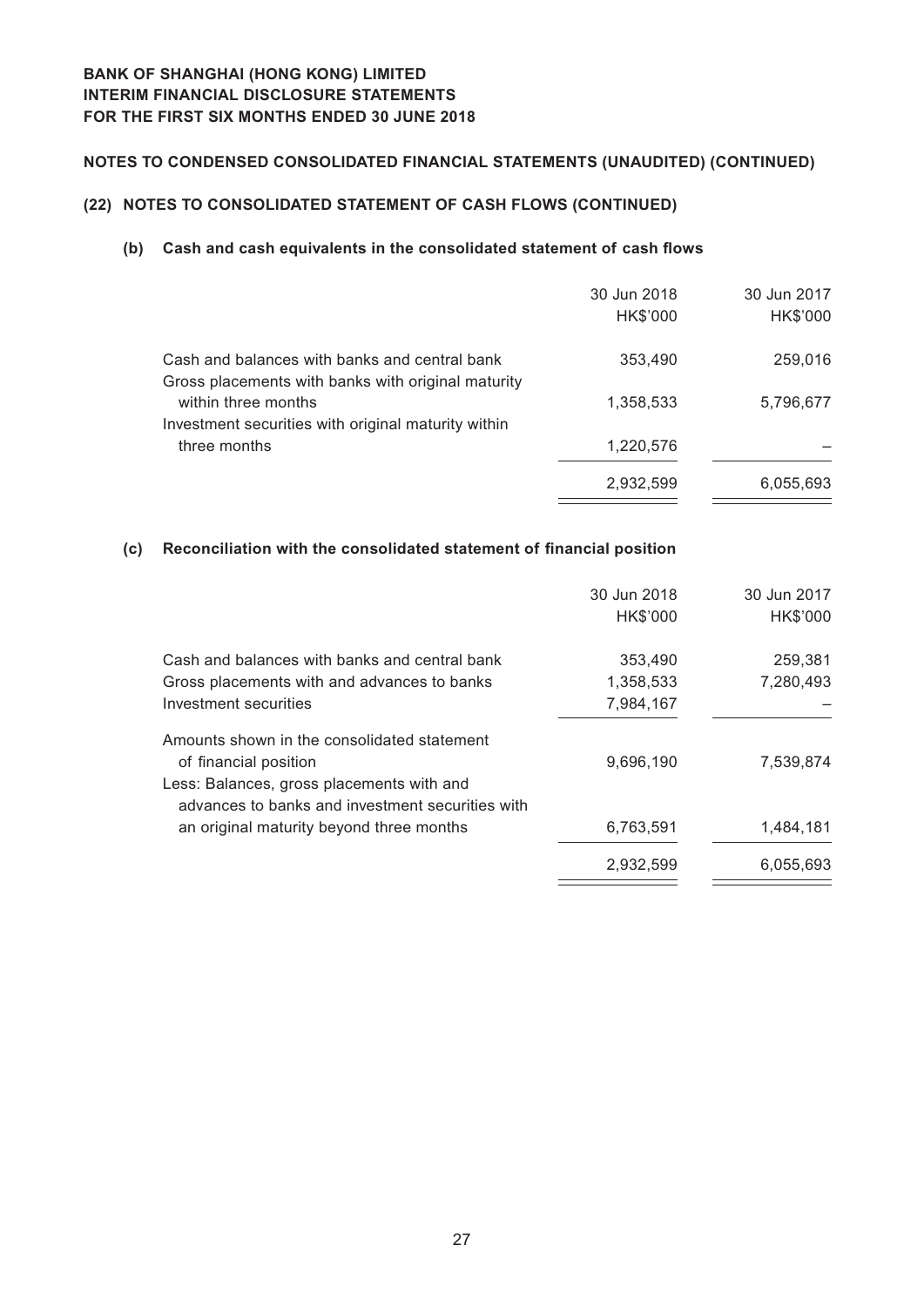## NOTES TO CONDENSED CONSOLIDATED FINANCIAL STATEMENTS (UNAUDITED) (CONTINUED)

### (22) NOTES TO CONSOLIDATED STATEMENT OF CASH FLOWS (CONTINUED)

#### (b) Cash and cash equivalents in the consolidated statement of cash flows

| | 30 Jun 2018 HK$'000 | 30 Jun 2017 HK$'000 |
|---|---|---|
| Cash and balances with banks and central bank | 353,490 | 259,016 |
| Gross placements with banks with original maturity within three months | 1,358,533 | 5,796,677 |
| Investment securities with original maturity within three months | 1,220,576 | – |
| | 2,932,599 | 6,055,693 |

#### (c) Reconciliation with the consolidated statement of financial position

| | 30 Jun 2018 HK$'000 | 30 Jun 2017 HK$'000 |
|---|---|---|
| Cash and balances with banks and central bank | 353,490 | 259,381 |
| Gross placements with and advances to banks | 1,358,533 | 7,280,493 |
| Investment securities | 7,984,167 | – |
| Amounts shown in the consolidated statement of financial position | 9,696,190 | 7,539,874 |
| Less: Balances, gross placements with and advances to banks and investment securities with an original maturity beyond three months | 6,763,591 | 1,484,181 |
| | 2,932,599 | 6,055,693 |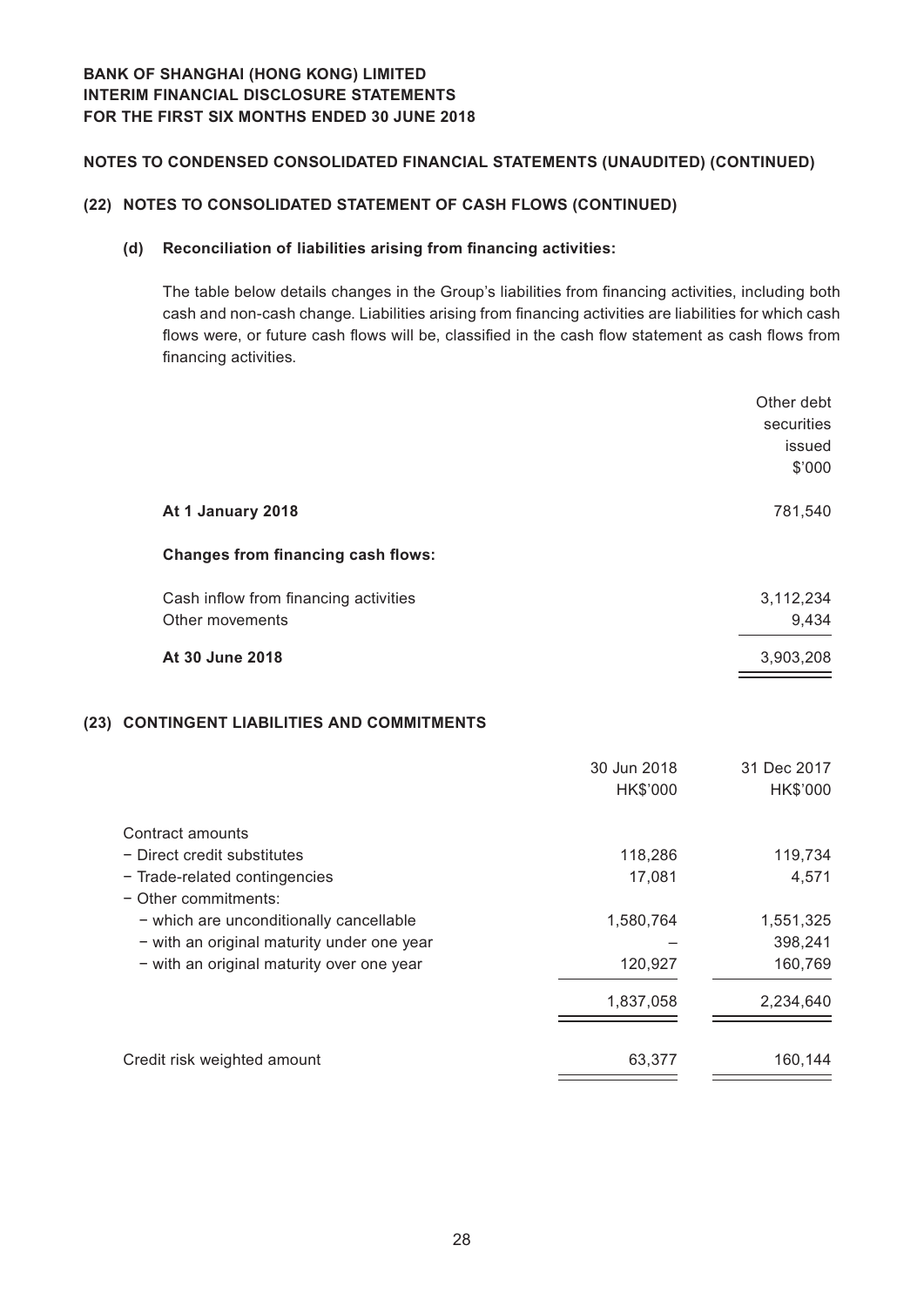**BANK OF SHANGHAI (HONG KONG) LIMITED**
**INTERIM FINANCIAL DISCLOSURE STATEMENTS**
**FOR THE FIRST SIX MONTHS ENDED 30 JUNE 2018**

**NOTES TO CONDENSED CONSOLIDATED FINANCIAL STATEMENTS (UNAUDITED) (CONTINUED)**

## (22) NOTES TO CONSOLIDATED STATEMENT OF CASH FLOWS (CONTINUED)

### (d) Reconciliation of liabilities arising from financing activities:

The table below details changes in the Group's liabilities from financing activities, including both cash and non-cash change. Liabilities arising from financing activities are liabilities for which cash flows were, or future cash flows will be, classified in the cash flow statement as cash flows from financing activities.

| | Other debt securities issued |
|---|---|
| | $'000 |
| **At 1 January 2018** | 781,540 |
| **Changes from financing cash flows:** | |
| Cash inflow from financing activities | 3,112,234 |
| Other movements | 9,434 |
| **At 30 June 2018** | 3,903,208 |

## (23) CONTINGENT LIABILITIES AND COMMITMENTS

| | 30 Jun 2018 | 31 Dec 2017 |
|---|---|---|
| | HK$'000 | HK$'000 |
| Contract amounts | | |
| − Direct credit substitutes | 118,286 | 119,734 |
| − Trade-related contingencies | 17,081 | 4,571 |
| − Other commitments: | | |
| − which are unconditionally cancellable | 1,580,764 | 1,551,325 |
| − with an original maturity under one year | – | 398,241 |
| − with an original maturity over one year | 120,927 | 160,769 |
| | 1,837,058 | 2,234,640 |
| Credit risk weighted amount | 63,377 | 160,144 |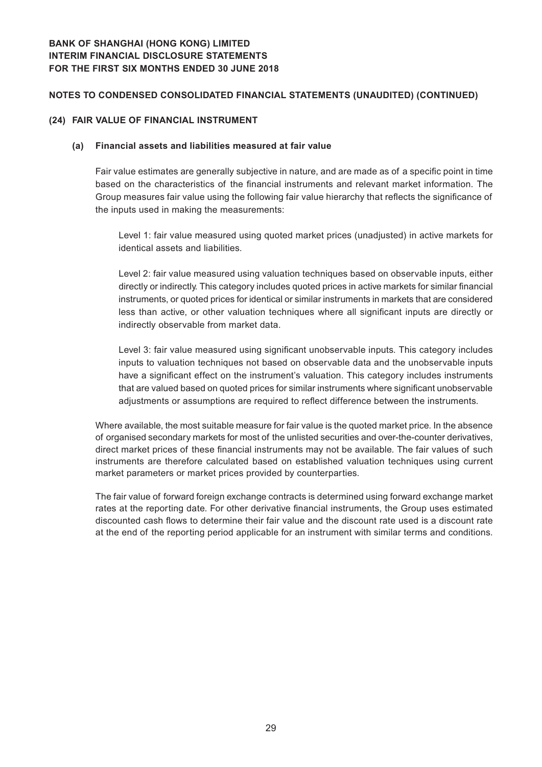**BANK OF SHANGHAI (HONG KONG) LIMITED**
**INTERIM FINANCIAL DISCLOSURE STATEMENTS**
**FOR THE FIRST SIX MONTHS ENDED 30 JUNE 2018**

**NOTES TO CONDENSED CONSOLIDATED FINANCIAL STATEMENTS (UNAUDITED) (CONTINUED)**

## (24) FAIR VALUE OF FINANCIAL INSTRUMENT

### (a) Financial assets and liabilities measured at fair value

Fair value estimates are generally subjective in nature, and are made as of a specific point in time based on the characteristics of the financial instruments and relevant market information. The Group measures fair value using the following fair value hierarchy that reflects the significance of the inputs used in making the measurements:

Level 1: fair value measured using quoted market prices (unadjusted) in active markets for identical assets and liabilities.

Level 2: fair value measured using valuation techniques based on observable inputs, either directly or indirectly. This category includes quoted prices in active markets for similar financial instruments, or quoted prices for identical or similar instruments in markets that are considered less than active, or other valuation techniques where all significant inputs are directly or indirectly observable from market data.

Level 3: fair value measured using significant unobservable inputs. This category includes inputs to valuation techniques not based on observable data and the unobservable inputs have a significant effect on the instrument's valuation. This category includes instruments that are valued based on quoted prices for similar instruments where significant unobservable adjustments or assumptions are required to reflect difference between the instruments.

Where available, the most suitable measure for fair value is the quoted market price. In the absence of organised secondary markets for most of the unlisted securities and over-the-counter derivatives, direct market prices of these financial instruments may not be available. The fair values of such instruments are therefore calculated based on established valuation techniques using current market parameters or market prices provided by counterparties.

The fair value of forward foreign exchange contracts is determined using forward exchange market rates at the reporting date. For other derivative financial instruments, the Group uses estimated discounted cash flows to determine their fair value and the discount rate used is a discount rate at the end of the reporting period applicable for an instrument with similar terms and conditions.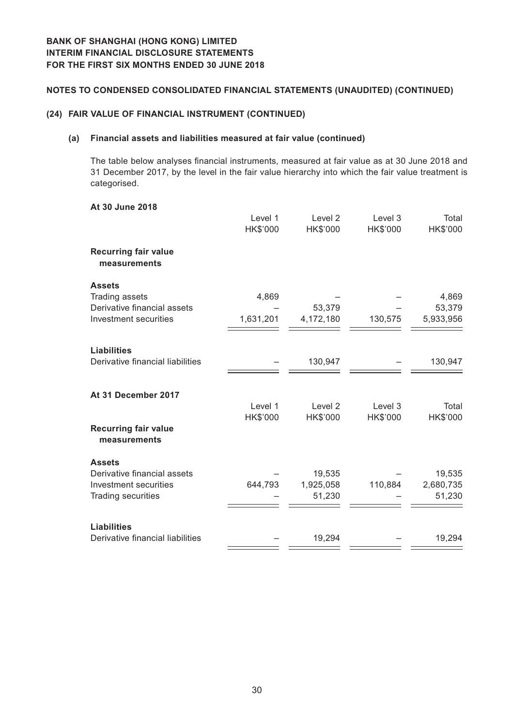**BANK OF SHANGHAI (HONG KONG) LIMITED**
**INTERIM FINANCIAL DISCLOSURE STATEMENTS**
**FOR THE FIRST SIX MONTHS ENDED 30 JUNE 2018**

**NOTES TO CONDENSED CONSOLIDATED FINANCIAL STATEMENTS (UNAUDITED) (CONTINUED)**

## (24) FAIR VALUE OF FINANCIAL INSTRUMENT (CONTINUED)

### (a) Financial assets and liabilities measured at fair value (continued)

The table below analyses financial instruments, measured at fair value as at 30 June 2018 and 31 December 2017, by the level in the fair value hierarchy into which the fair value treatment is categorised.

**At 30 June 2018**

| | Level 1 HK$'000 | Level 2 HK$'000 | Level 3 HK$'000 | Total HK$'000 |
|---|---|---|---|---|
| **Recurring fair value measurements** | | | | |
| **Assets** | | | | |
| Trading assets | 4,869 | – | – | 4,869 |
| Derivative financial assets | – | 53,379 | – | 53,379 |
| Investment securities | 1,631,201 | 4,172,180 | 130,575 | 5,933,956 |
| **Liabilities** | | | | |
| Derivative financial liabilities | – | 130,947 | – | 130,947 |

**At 31 December 2017**

| | Level 1 HK$'000 | Level 2 HK$'000 | Level 3 HK$'000 | Total HK$'000 |
|---|---|---|---|---|
| **Recurring fair value measurements** | | | | |
| **Assets** | | | | |
| Derivative financial assets | – | 19,535 | – | 19,535 |
| Investment securities | 644,793 | 1,925,058 | 110,884 | 2,680,735 |
| Trading securities | – | 51,230 | – | 51,230 |
| **Liabilities** | | | | |
| Derivative financial liabilities | – | 19,294 | – | 19,294 |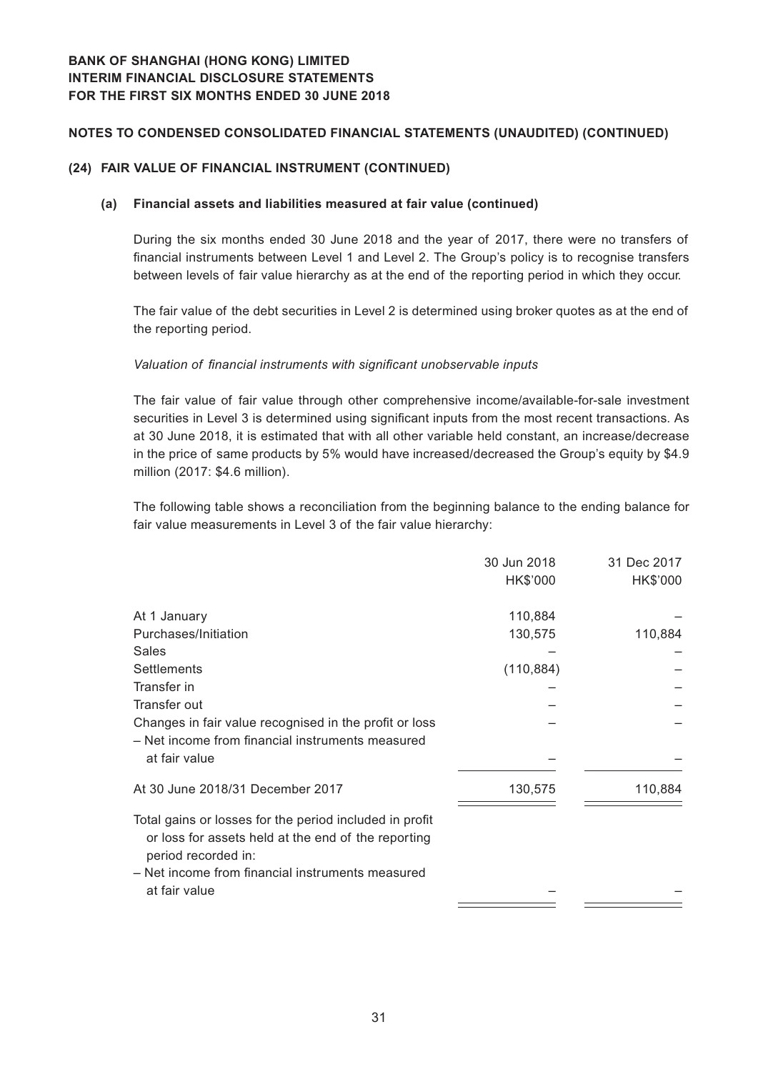**BANK OF SHANGHAI (HONG KONG) LIMITED**
**INTERIM FINANCIAL DISCLOSURE STATEMENTS**
**FOR THE FIRST SIX MONTHS ENDED 30 JUNE 2018**

## NOTES TO CONDENSED CONSOLIDATED FINANCIAL STATEMENTS (UNAUDITED) (CONTINUED)

### (24) FAIR VALUE OF FINANCIAL INSTRUMENT (CONTINUED)

#### (a) Financial assets and liabilities measured at fair value (continued)

During the six months ended 30 June 2018 and the year of 2017, there were no transfers of financial instruments between Level 1 and Level 2. The Group's policy is to recognise transfers between levels of fair value hierarchy as at the end of the reporting period in which they occur.

The fair value of the debt securities in Level 2 is determined using broker quotes as at the end of the reporting period.

*Valuation of financial instruments with significant unobservable inputs*

The fair value of fair value through other comprehensive income/available-for-sale investment securities in Level 3 is determined using significant inputs from the most recent transactions. As at 30 June 2018, it is estimated that with all other variable held constant, an increase/decrease in the price of same products by 5% would have increased/decreased the Group's equity by $4.9 million (2017: $4.6 million).

The following table shows a reconciliation from the beginning balance to the ending balance for fair value measurements in Level 3 of the fair value hierarchy:

| | 30 Jun 2018<br>HK$'000 | 31 Dec 2017<br>HK$'000 |
|---|---|---|
| At 1 January | 110,884 | – |
| Purchases/Initiation | 130,575 | 110,884 |
| Sales | – | – |
| Settlements | (110,884) | – |
| Transfer in | – | – |
| Transfer out | – | – |
| Changes in fair value recognised in the profit or loss | – | – |
| – Net income from financial instruments measured at fair value | – | – |
| At 30 June 2018/31 December 2017 | 130,575 | 110,884 |
| Total gains or losses for the period included in profit or loss for assets held at the end of the reporting period recorded in: | | |
| – Net income from financial instruments measured at fair value | – | – |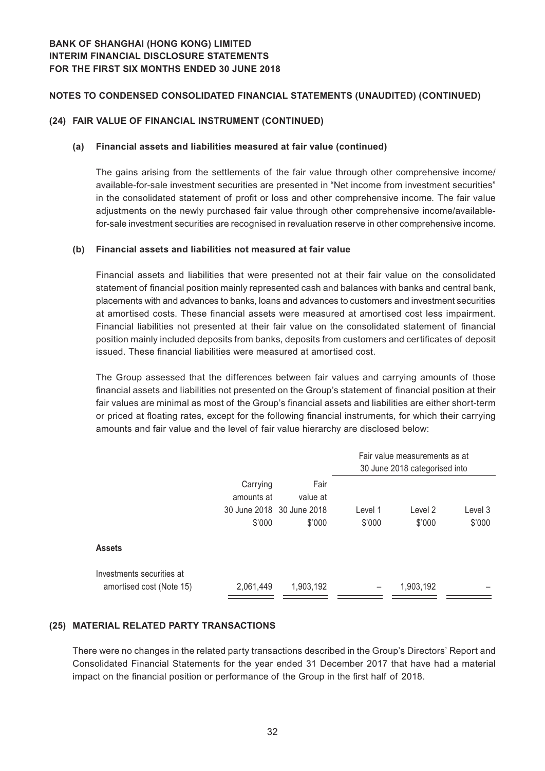## NOTES TO CONDENSED CONSOLIDATED FINANCIAL STATEMENTS (UNAUDITED) (CONTINUED)

### (24) FAIR VALUE OF FINANCIAL INSTRUMENT (CONTINUED)

#### (a) Financial assets and liabilities measured at fair value (continued)

The gains arising from the settlements of the fair value through other comprehensive income/available-for-sale investment securities are presented in "Net income from investment securities" in the consolidated statement of profit or loss and other comprehensive income. The fair value adjustments on the newly purchased fair value through other comprehensive income/available-for-sale investment securities are recognised in revaluation reserve in other comprehensive income.

#### (b) Financial assets and liabilities not measured at fair value

Financial assets and liabilities that were presented not at their fair value on the consolidated statement of financial position mainly represented cash and balances with banks and central bank, placements with and advances to banks, loans and advances to customers and investment securities at amortised costs. These financial assets were measured at amortised cost less impairment. Financial liabilities not presented at their fair value on the consolidated statement of financial position mainly included deposits from banks, deposits from customers and certificates of deposit issued. These financial liabilities were measured at amortised cost.

The Group assessed that the differences between fair values and carrying amounts of those financial assets and liabilities not presented on the Group's statement of financial position at their fair values are minimal as most of the Group's financial assets and liabilities are either short-term or priced at floating rates, except for the following financial instruments, for which their carrying amounts and fair value and the level of fair value hierarchy are disclosed below:

| | Carrying amounts at 30 June 2018 | Fair value at 30 June 2018 | Fair value measurements as at 30 June 2018 categorised into | | |
|---|---|---|---|---|---|
| | | | Level 1 | Level 2 | Level 3 |
| | $'000 | $'000 | $'000 | $'000 | $'000 |
| **Assets** | | | | | |
| Investments securities at amortised cost (Note 15) | 2,061,449 | 1,903,192 | – | 1,903,192 | – |

### (25) MATERIAL RELATED PARTY TRANSACTIONS

There were no changes in the related party transactions described in the Group's Directors' Report and Consolidated Financial Statements for the year ended 31 December 2017 that have had a material impact on the financial position or performance of the Group in the first half of 2018.